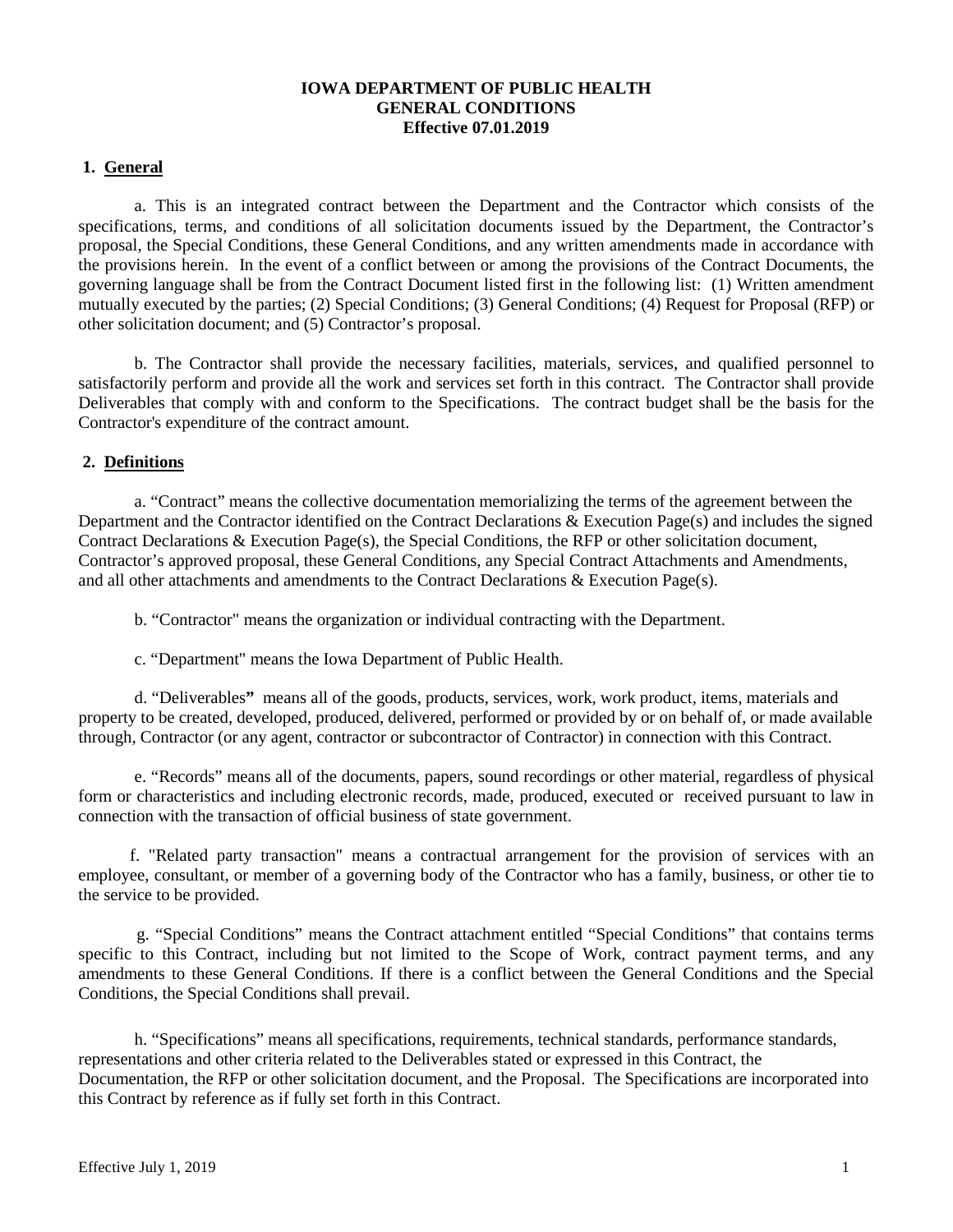# IOWA DEPARTMENT OF PUBLIC HEALTH
# GENERAL CONDITIONS
# Effective 07.01.2019

## 1. General

a. This is an integrated contract between the Department and the Contractor which consists of the specifications, terms, and conditions of all solicitation documents issued by the Department, the Contractor's proposal, the Special Conditions, these General Conditions, and any written amendments made in accordance with the provisions herein. In the event of a conflict between or among the provisions of the Contract Documents, the governing language shall be from the Contract Document listed first in the following list: (1) Written amendment mutually executed by the parties; (2) Special Conditions; (3) General Conditions; (4) Request for Proposal (RFP) or other solicitation document; and (5) Contractor's proposal.

b. The Contractor shall provide the necessary facilities, materials, services, and qualified personnel to satisfactorily perform and provide all the work and services set forth in this contract. The Contractor shall provide Deliverables that comply with and conform to the Specifications. The contract budget shall be the basis for the Contractor's expenditure of the contract amount.

## 2. Definitions

a. "Contract" means the collective documentation memorializing the terms of the agreement between the Department and the Contractor identified on the Contract Declarations & Execution Page(s) and includes the signed Contract Declarations & Execution Page(s), the Special Conditions, the RFP or other solicitation document, Contractor's approved proposal, these General Conditions, any Special Contract Attachments and Amendments, and all other attachments and amendments to the Contract Declarations & Execution Page(s).

b. "Contractor" means the organization or individual contracting with the Department.

c. "Department" means the Iowa Department of Public Health.

d. "Deliverables**"** means all of the goods, products, services, work, work product, items, materials and property to be created, developed, produced, delivered, performed or provided by or on behalf of, or made available through, Contractor (or any agent, contractor or subcontractor of Contractor) in connection with this Contract.

e. "Records" means all of the documents, papers, sound recordings or other material, regardless of physical form or characteristics and including electronic records, made, produced, executed or received pursuant to law in connection with the transaction of official business of state government.

f. "Related party transaction" means a contractual arrangement for the provision of services with an employee, consultant, or member of a governing body of the Contractor who has a family, business, or other tie to the service to be provided.

g. "Special Conditions" means the Contract attachment entitled "Special Conditions" that contains terms specific to this Contract, including but not limited to the Scope of Work, contract payment terms, and any amendments to these General Conditions. If there is a conflict between the General Conditions and the Special Conditions, the Special Conditions shall prevail.

h. "Specifications" means all specifications, requirements, technical standards, performance standards, representations and other criteria related to the Deliverables stated or expressed in this Contract, the Documentation, the RFP or other solicitation document, and the Proposal. The Specifications are incorporated into this Contract by reference as if fully set forth in this Contract.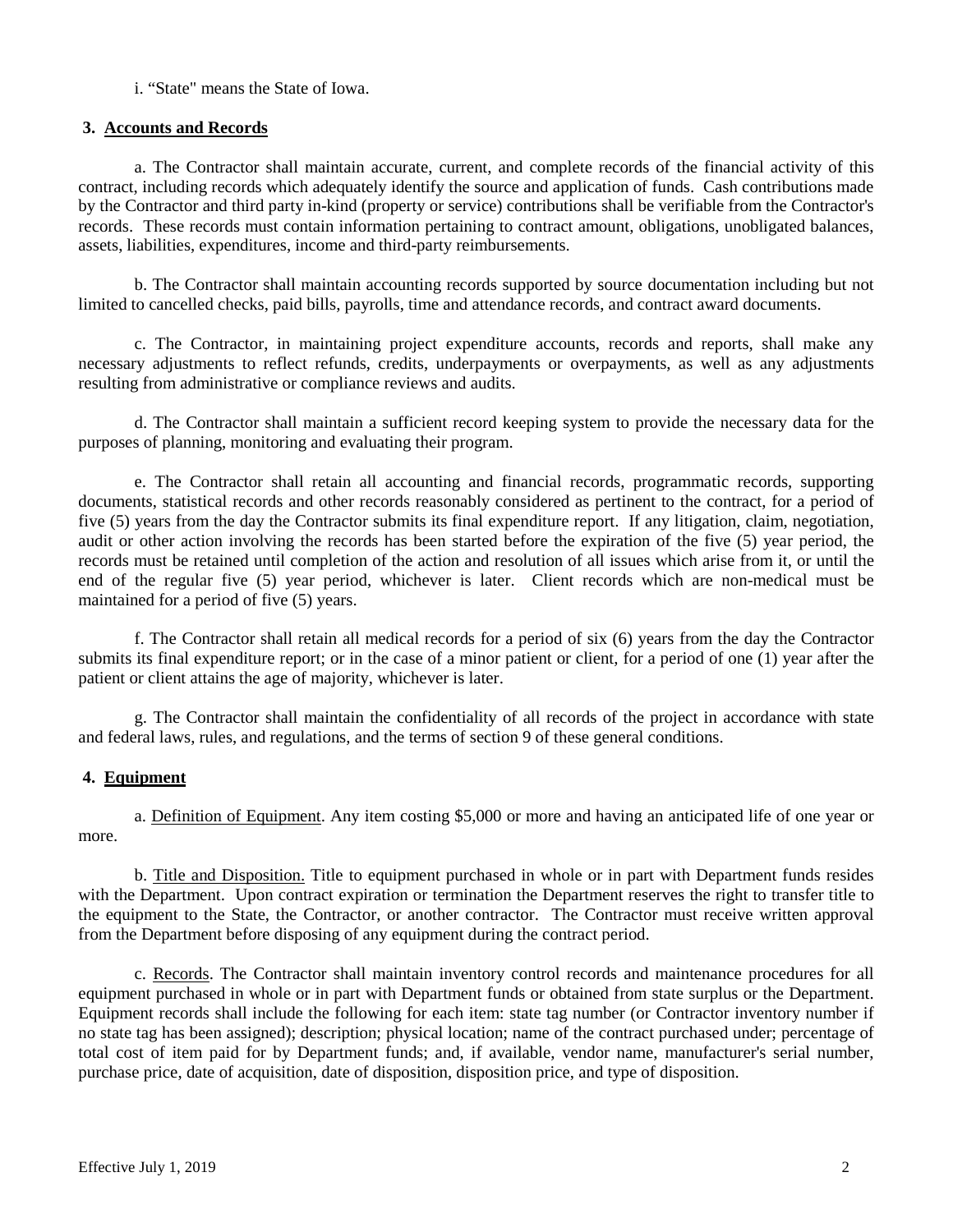i. "State" means the State of Iowa.

## 3. Accounts and Records

a. The Contractor shall maintain accurate, current, and complete records of the financial activity of this contract, including records which adequately identify the source and application of funds. Cash contributions made by the Contractor and third party in-kind (property or service) contributions shall be verifiable from the Contractor's records. These records must contain information pertaining to contract amount, obligations, unobligated balances, assets, liabilities, expenditures, income and third-party reimbursements.

b. The Contractor shall maintain accounting records supported by source documentation including but not limited to cancelled checks, paid bills, payrolls, time and attendance records, and contract award documents.

c. The Contractor, in maintaining project expenditure accounts, records and reports, shall make any necessary adjustments to reflect refunds, credits, underpayments or overpayments, as well as any adjustments resulting from administrative or compliance reviews and audits.

d. The Contractor shall maintain a sufficient record keeping system to provide the necessary data for the purposes of planning, monitoring and evaluating their program.

e. The Contractor shall retain all accounting and financial records, programmatic records, supporting documents, statistical records and other records reasonably considered as pertinent to the contract, for a period of five (5) years from the day the Contractor submits its final expenditure report. If any litigation, claim, negotiation, audit or other action involving the records has been started before the expiration of the five (5) year period, the records must be retained until completion of the action and resolution of all issues which arise from it, or until the end of the regular five (5) year period, whichever is later. Client records which are non-medical must be maintained for a period of five (5) years.

f. The Contractor shall retain all medical records for a period of six (6) years from the day the Contractor submits its final expenditure report; or in the case of a minor patient or client, for a period of one (1) year after the patient or client attains the age of majority, whichever is later.

g. The Contractor shall maintain the confidentiality of all records of the project in accordance with state and federal laws, rules, and regulations, and the terms of section 9 of these general conditions.

## 4. Equipment

a. Definition of Equipment. Any item costing $5,000 or more and having an anticipated life of one year or more.

b. Title and Disposition. Title to equipment purchased in whole or in part with Department funds resides with the Department. Upon contract expiration or termination the Department reserves the right to transfer title to the equipment to the State, the Contractor, or another contractor. The Contractor must receive written approval from the Department before disposing of any equipment during the contract period.

c. Records. The Contractor shall maintain inventory control records and maintenance procedures for all equipment purchased in whole or in part with Department funds or obtained from state surplus or the Department. Equipment records shall include the following for each item: state tag number (or Contractor inventory number if no state tag has been assigned); description; physical location; name of the contract purchased under; percentage of total cost of item paid for by Department funds; and, if available, vendor name, manufacturer's serial number, purchase price, date of acquisition, date of disposition, disposition price, and type of disposition.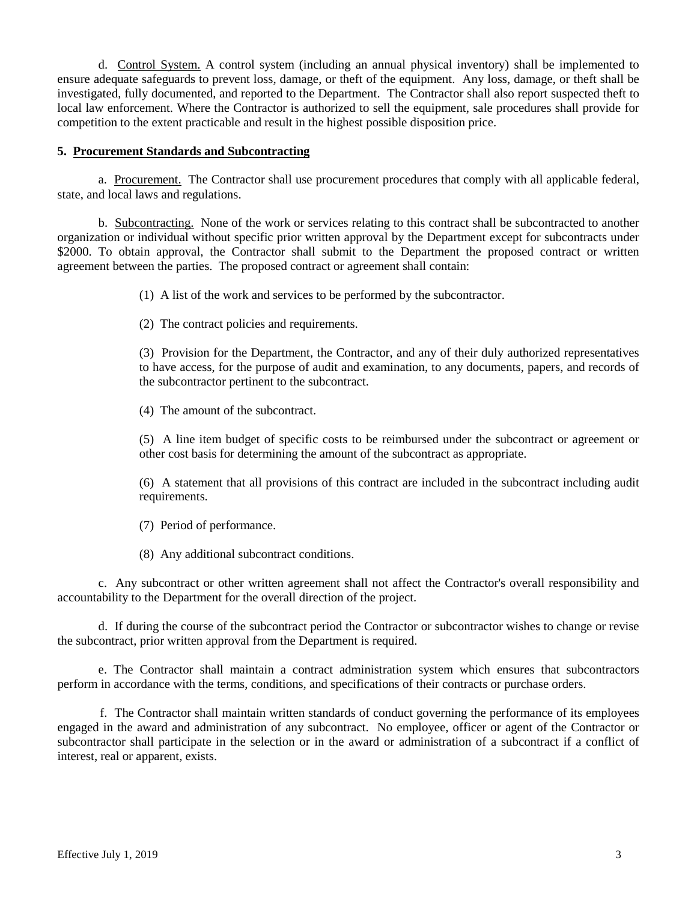d. Control System. A control system (including an annual physical inventory) shall be implemented to ensure adequate safeguards to prevent loss, damage, or theft of the equipment. Any loss, damage, or theft shall be investigated, fully documented, and reported to the Department. The Contractor shall also report suspected theft to local law enforcement. Where the Contractor is authorized to sell the equipment, sale procedures shall provide for competition to the extent practicable and result in the highest possible disposition price.

## 5. Procurement Standards and Subcontracting

a. Procurement. The Contractor shall use procurement procedures that comply with all applicable federal, state, and local laws and regulations.

b. Subcontracting. None of the work or services relating to this contract shall be subcontracted to another organization or individual without specific prior written approval by the Department except for subcontracts under $2000. To obtain approval, the Contractor shall submit to the Department the proposed contract or written agreement between the parties. The proposed contract or agreement shall contain:

(1) A list of the work and services to be performed by the subcontractor.

(2) The contract policies and requirements.

(3) Provision for the Department, the Contractor, and any of their duly authorized representatives to have access, for the purpose of audit and examination, to any documents, papers, and records of the subcontractor pertinent to the subcontract.

(4) The amount of the subcontract.

(5) A line item budget of specific costs to be reimbursed under the subcontract or agreement or other cost basis for determining the amount of the subcontract as appropriate.

(6) A statement that all provisions of this contract are included in the subcontract including audit requirements.

(7) Period of performance.

(8) Any additional subcontract conditions.

c. Any subcontract or other written agreement shall not affect the Contractor's overall responsibility and accountability to the Department for the overall direction of the project.

d. If during the course of the subcontract period the Contractor or subcontractor wishes to change or revise the subcontract, prior written approval from the Department is required.

e. The Contractor shall maintain a contract administration system which ensures that subcontractors perform in accordance with the terms, conditions, and specifications of their contracts or purchase orders.

f. The Contractor shall maintain written standards of conduct governing the performance of its employees engaged in the award and administration of any subcontract. No employee, officer or agent of the Contractor or subcontractor shall participate in the selection or in the award or administration of a subcontract if a conflict of interest, real or apparent, exists.

Effective July 1, 2019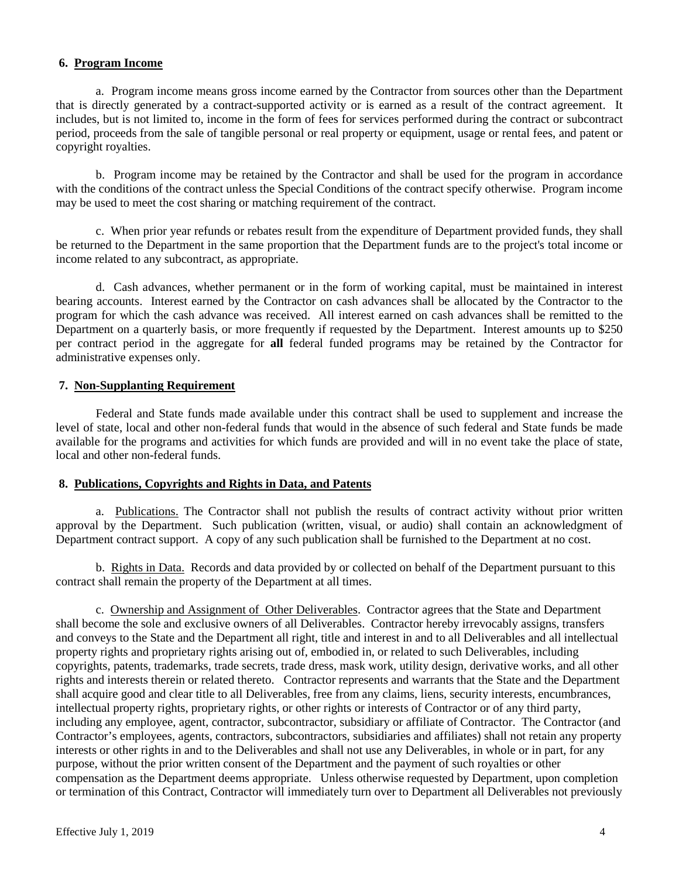## 6. Program Income

a. Program income means gross income earned by the Contractor from sources other than the Department that is directly generated by a contract-supported activity or is earned as a result of the contract agreement. It includes, but is not limited to, income in the form of fees for services performed during the contract or subcontract period, proceeds from the sale of tangible personal or real property or equipment, usage or rental fees, and patent or copyright royalties.

b. Program income may be retained by the Contractor and shall be used for the program in accordance with the conditions of the contract unless the Special Conditions of the contract specify otherwise. Program income may be used to meet the cost sharing or matching requirement of the contract.

c. When prior year refunds or rebates result from the expenditure of Department provided funds, they shall be returned to the Department in the same proportion that the Department funds are to the project's total income or income related to any subcontract, as appropriate.

d. Cash advances, whether permanent or in the form of working capital, must be maintained in interest bearing accounts. Interest earned by the Contractor on cash advances shall be allocated by the Contractor to the program for which the cash advance was received. All interest earned on cash advances shall be remitted to the Department on a quarterly basis, or more frequently if requested by the Department. Interest amounts up to $250 per contract period in the aggregate for **all** federal funded programs may be retained by the Contractor for administrative expenses only.

## 7. Non-Supplanting Requirement

Federal and State funds made available under this contract shall be used to supplement and increase the level of state, local and other non-federal funds that would in the absence of such federal and State funds be made available for the programs and activities for which funds are provided and will in no event take the place of state, local and other non-federal funds.

## 8. Publications, Copyrights and Rights in Data, and Patents

a. Publications. The Contractor shall not publish the results of contract activity without prior written approval by the Department. Such publication (written, visual, or audio) shall contain an acknowledgment of Department contract support. A copy of any such publication shall be furnished to the Department at no cost.

b. Rights in Data. Records and data provided by or collected on behalf of the Department pursuant to this contract shall remain the property of the Department at all times.

c. Ownership and Assignment of Other Deliverables. Contractor agrees that the State and Department shall become the sole and exclusive owners of all Deliverables. Contractor hereby irrevocably assigns, transfers and conveys to the State and the Department all right, title and interest in and to all Deliverables and all intellectual property rights and proprietary rights arising out of, embodied in, or related to such Deliverables, including copyrights, patents, trademarks, trade secrets, trade dress, mask work, utility design, derivative works, and all other rights and interests therein or related thereto. Contractor represents and warrants that the State and the Department shall acquire good and clear title to all Deliverables, free from any claims, liens, security interests, encumbrances, intellectual property rights, proprietary rights, or other rights or interests of Contractor or of any third party, including any employee, agent, contractor, subcontractor, subsidiary or affiliate of Contractor. The Contractor (and Contractor's employees, agents, contractors, subcontractors, subsidiaries and affiliates) shall not retain any property interests or other rights in and to the Deliverables and shall not use any Deliverables, in whole or in part, for any purpose, without the prior written consent of the Department and the payment of such royalties or other compensation as the Department deems appropriate. Unless otherwise requested by Department, upon completion or termination of this Contract, Contractor will immediately turn over to Department all Deliverables not previously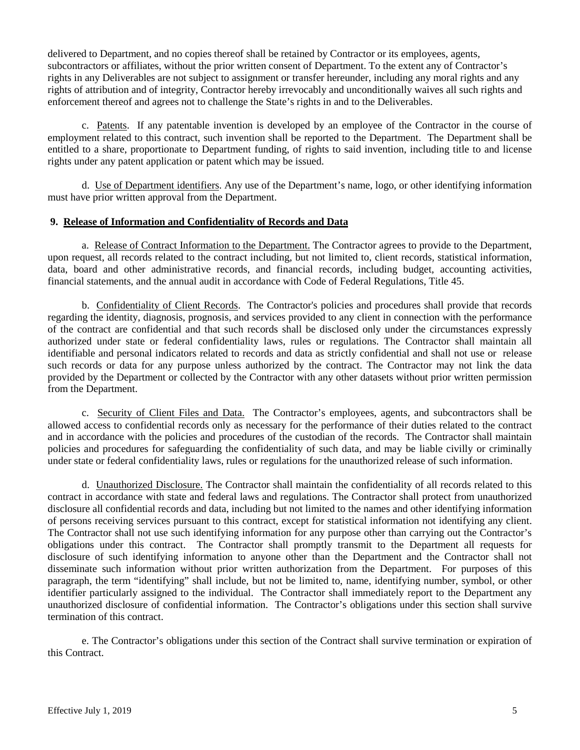delivered to Department, and no copies thereof shall be retained by Contractor or its employees, agents, subcontractors or affiliates, without the prior written consent of Department. To the extent any of Contractor's rights in any Deliverables are not subject to assignment or transfer hereunder, including any moral rights and any rights of attribution and of integrity, Contractor hereby irrevocably and unconditionally waives all such rights and enforcement thereof and agrees not to challenge the State's rights in and to the Deliverables.

c. Patents. If any patentable invention is developed by an employee of the Contractor in the course of employment related to this contract, such invention shall be reported to the Department. The Department shall be entitled to a share, proportionate to Department funding, of rights to said invention, including title to and license rights under any patent application or patent which may be issued.

d. Use of Department identifiers. Any use of the Department's name, logo, or other identifying information must have prior written approval from the Department.

**9. Release of Information and Confidentiality of Records and Data**

a. Release of Contract Information to the Department. The Contractor agrees to provide to the Department, upon request, all records related to the contract including, but not limited to, client records, statistical information, data, board and other administrative records, and financial records, including budget, accounting activities, financial statements, and the annual audit in accordance with Code of Federal Regulations, Title 45.

b. Confidentiality of Client Records. The Contractor's policies and procedures shall provide that records regarding the identity, diagnosis, prognosis, and services provided to any client in connection with the performance of the contract are confidential and that such records shall be disclosed only under the circumstances expressly authorized under state or federal confidentiality laws, rules or regulations. The Contractor shall maintain all identifiable and personal indicators related to records and data as strictly confidential and shall not use or release such records or data for any purpose unless authorized by the contract. The Contractor may not link the data provided by the Department or collected by the Contractor with any other datasets without prior written permission from the Department.

c. Security of Client Files and Data. The Contractor's employees, agents, and subcontractors shall be allowed access to confidential records only as necessary for the performance of their duties related to the contract and in accordance with the policies and procedures of the custodian of the records. The Contractor shall maintain policies and procedures for safeguarding the confidentiality of such data, and may be liable civilly or criminally under state or federal confidentiality laws, rules or regulations for the unauthorized release of such information.

d. Unauthorized Disclosure. The Contractor shall maintain the confidentiality of all records related to this contract in accordance with state and federal laws and regulations. The Contractor shall protect from unauthorized disclosure all confidential records and data, including but not limited to the names and other identifying information of persons receiving services pursuant to this contract, except for statistical information not identifying any client. The Contractor shall not use such identifying information for any purpose other than carrying out the Contractor's obligations under this contract. The Contractor shall promptly transmit to the Department all requests for disclosure of such identifying information to anyone other than the Department and the Contractor shall not disseminate such information without prior written authorization from the Department. For purposes of this paragraph, the term "identifying" shall include, but not be limited to, name, identifying number, symbol, or other identifier particularly assigned to the individual. The Contractor shall immediately report to the Department any unauthorized disclosure of confidential information. The Contractor's obligations under this section shall survive termination of this contract.

e. The Contractor's obligations under this section of the Contract shall survive termination or expiration of this Contract.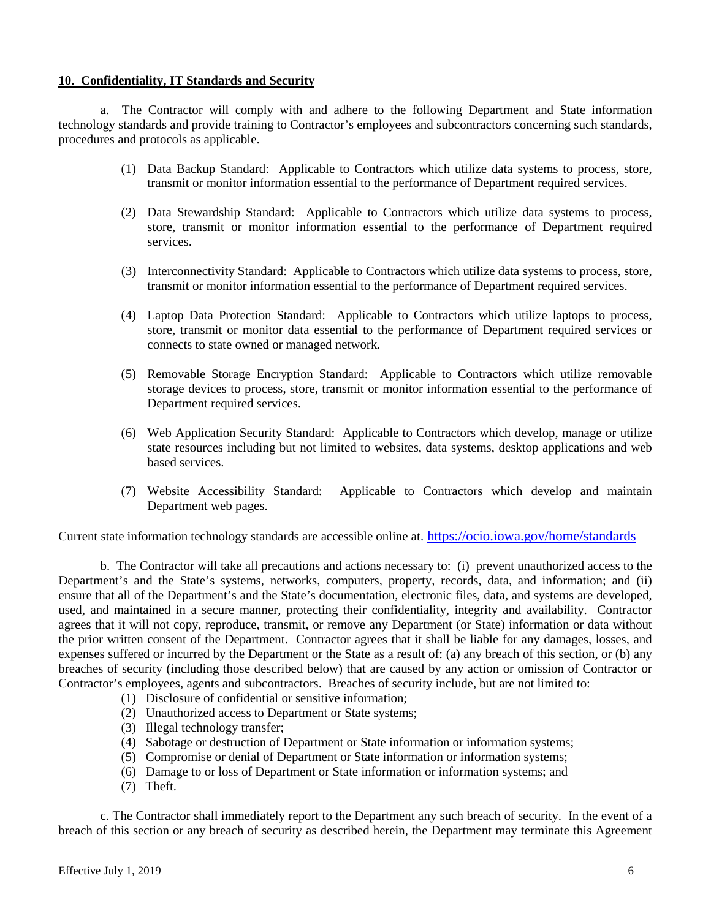**10. Confidentiality, IT Standards and Security**

a. The Contractor will comply with and adhere to the following Department and State information technology standards and provide training to Contractor's employees and subcontractors concerning such standards, procedures and protocols as applicable.

(1) Data Backup Standard: Applicable to Contractors which utilize data systems to process, store, transmit or monitor information essential to the performance of Department required services.

(2) Data Stewardship Standard: Applicable to Contractors which utilize data systems to process, store, transmit or monitor information essential to the performance of Department required services.

(3) Interconnectivity Standard: Applicable to Contractors which utilize data systems to process, store, transmit or monitor information essential to the performance of Department required services.

(4) Laptop Data Protection Standard: Applicable to Contractors which utilize laptops to process, store, transmit or monitor data essential to the performance of Department required services or connects to state owned or managed network.

(5) Removable Storage Encryption Standard: Applicable to Contractors which utilize removable storage devices to process, store, transmit or monitor information essential to the performance of Department required services.

(6) Web Application Security Standard: Applicable to Contractors which develop, manage or utilize state resources including but not limited to websites, data systems, desktop applications and web based services.

(7) Website Accessibility Standard: Applicable to Contractors which develop and maintain Department web pages.

Current state information technology standards are accessible online at. https://ocio.iowa.gov/home/standards

b. The Contractor will take all precautions and actions necessary to: (i) prevent unauthorized access to the Department's and the State's systems, networks, computers, property, records, data, and information; and (ii) ensure that all of the Department's and the State's documentation, electronic files, data, and systems are developed, used, and maintained in a secure manner, protecting their confidentiality, integrity and availability. Contractor agrees that it will not copy, reproduce, transmit, or remove any Department (or State) information or data without the prior written consent of the Department. Contractor agrees that it shall be liable for any damages, losses, and expenses suffered or incurred by the Department or the State as a result of: (a) any breach of this section, or (b) any breaches of security (including those described below) that are caused by any action or omission of Contractor or Contractor's employees, agents and subcontractors. Breaches of security include, but are not limited to:

(1) Disclosure of confidential or sensitive information;
(2) Unauthorized access to Department or State systems;
(3) Illegal technology transfer;
(4) Sabotage or destruction of Department or State information or information systems;
(5) Compromise or denial of Department or State information or information systems;
(6) Damage to or loss of Department or State information or information systems; and
(7) Theft.

c. The Contractor shall immediately report to the Department any such breach of security. In the event of a breach of this section or any breach of security as described herein, the Department may terminate this Agreement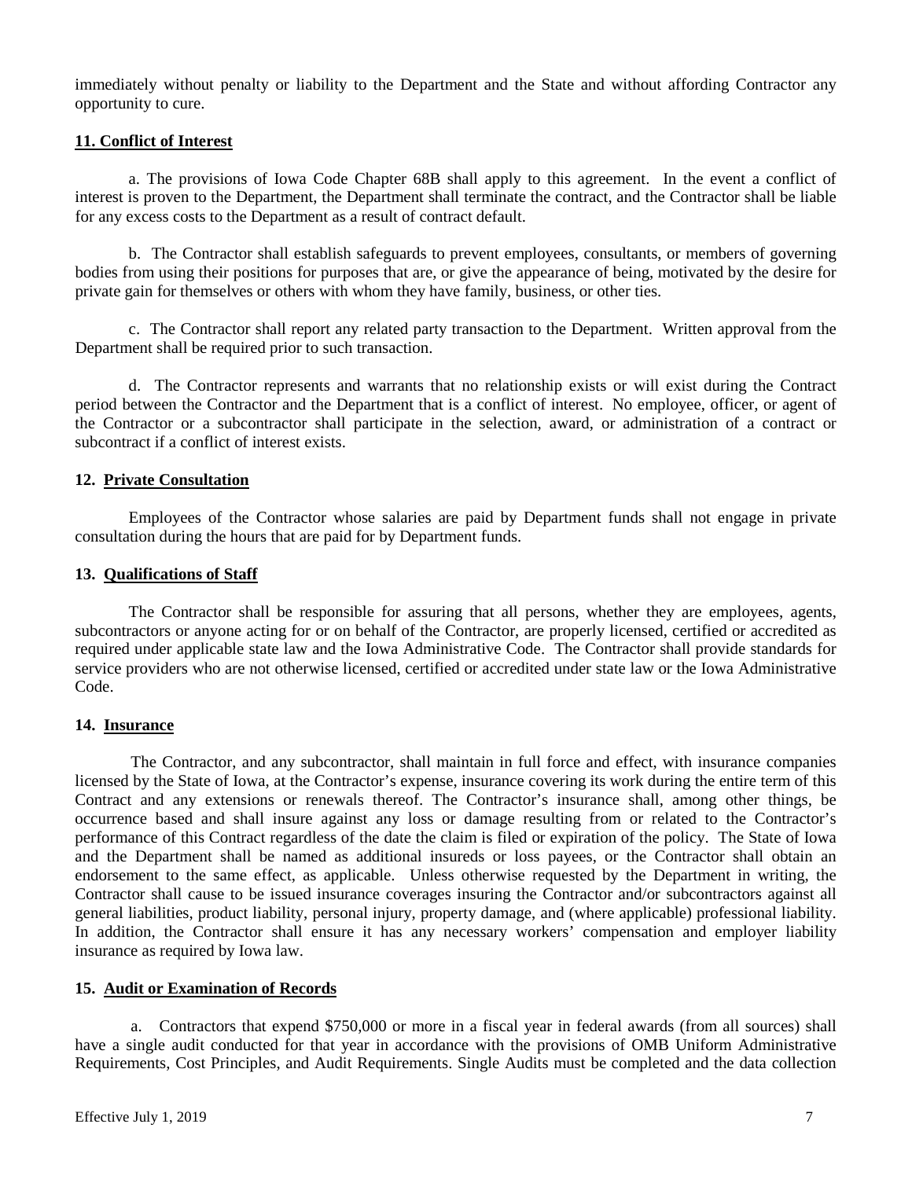immediately without penalty or liability to the Department and the State and without affording Contractor any opportunity to cure.

**11. Conflict of Interest**

a. The provisions of Iowa Code Chapter 68B shall apply to this agreement. In the event a conflict of interest is proven to the Department, the Department shall terminate the contract, and the Contractor shall be liable for any excess costs to the Department as a result of contract default.

b. The Contractor shall establish safeguards to prevent employees, consultants, or members of governing bodies from using their positions for purposes that are, or give the appearance of being, motivated by the desire for private gain for themselves or others with whom they have family, business, or other ties.

c. The Contractor shall report any related party transaction to the Department. Written approval from the Department shall be required prior to such transaction.

d. The Contractor represents and warrants that no relationship exists or will exist during the Contract period between the Contractor and the Department that is a conflict of interest. No employee, officer, or agent of the Contractor or a subcontractor shall participate in the selection, award, or administration of a contract or subcontract if a conflict of interest exists.

**12. Private Consultation**

Employees of the Contractor whose salaries are paid by Department funds shall not engage in private consultation during the hours that are paid for by Department funds.

**13. Qualifications of Staff**

The Contractor shall be responsible for assuring that all persons, whether they are employees, agents, subcontractors or anyone acting for or on behalf of the Contractor, are properly licensed, certified or accredited as required under applicable state law and the Iowa Administrative Code. The Contractor shall provide standards for service providers who are not otherwise licensed, certified or accredited under state law or the Iowa Administrative Code.

**14. Insurance**

The Contractor, and any subcontractor, shall maintain in full force and effect, with insurance companies licensed by the State of Iowa, at the Contractor's expense, insurance covering its work during the entire term of this Contract and any extensions or renewals thereof. The Contractor's insurance shall, among other things, be occurrence based and shall insure against any loss or damage resulting from or related to the Contractor's performance of this Contract regardless of the date the claim is filed or expiration of the policy. The State of Iowa and the Department shall be named as additional insureds or loss payees, or the Contractor shall obtain an endorsement to the same effect, as applicable. Unless otherwise requested by the Department in writing, the Contractor shall cause to be issued insurance coverages insuring the Contractor and/or subcontractors against all general liabilities, product liability, personal injury, property damage, and (where applicable) professional liability. In addition, the Contractor shall ensure it has any necessary workers' compensation and employer liability insurance as required by Iowa law.

**15. Audit or Examination of Records**

a. Contractors that expend $750,000 or more in a fiscal year in federal awards (from all sources) shall have a single audit conducted for that year in accordance with the provisions of OMB Uniform Administrative Requirements, Cost Principles, and Audit Requirements. Single Audits must be completed and the data collection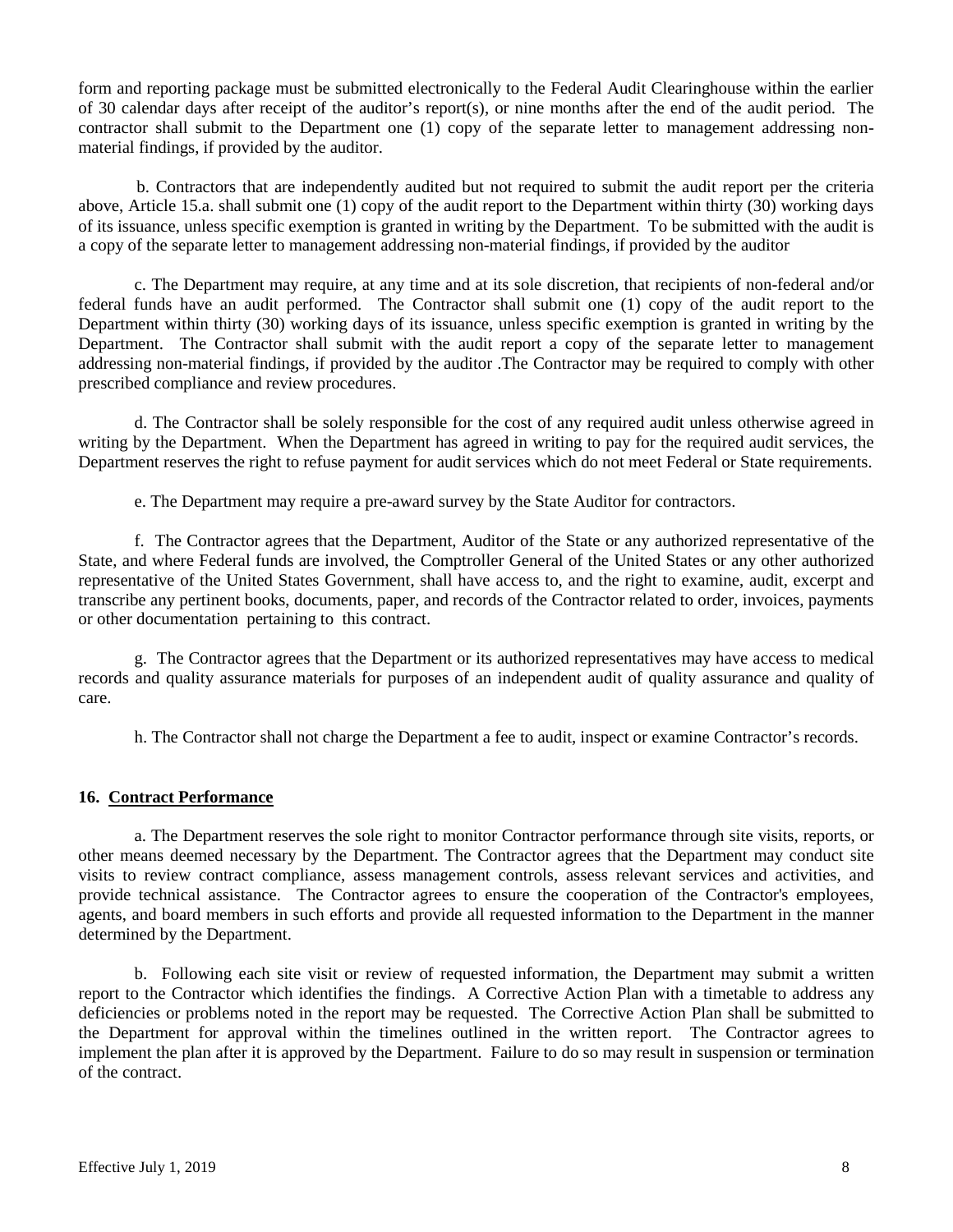form and reporting package must be submitted electronically to the Federal Audit Clearinghouse within the earlier of 30 calendar days after receipt of the auditor's report(s), or nine months after the end of the audit period. The contractor shall submit to the Department one (1) copy of the separate letter to management addressing non-material findings, if provided by the auditor.

b. Contractors that are independently audited but not required to submit the audit report per the criteria above, Article 15.a. shall submit one (1) copy of the audit report to the Department within thirty (30) working days of its issuance, unless specific exemption is granted in writing by the Department. To be submitted with the audit is a copy of the separate letter to management addressing non-material findings, if provided by the auditor

c. The Department may require, at any time and at its sole discretion, that recipients of non-federal and/or federal funds have an audit performed. The Contractor shall submit one (1) copy of the audit report to the Department within thirty (30) working days of its issuance, unless specific exemption is granted in writing by the Department. The Contractor shall submit with the audit report a copy of the separate letter to management addressing non-material findings, if provided by the auditor .The Contractor may be required to comply with other prescribed compliance and review procedures.

d. The Contractor shall be solely responsible for the cost of any required audit unless otherwise agreed in writing by the Department. When the Department has agreed in writing to pay for the required audit services, the Department reserves the right to refuse payment for audit services which do not meet Federal or State requirements.

e. The Department may require a pre-award survey by the State Auditor for contractors.

f. The Contractor agrees that the Department, Auditor of the State or any authorized representative of the State, and where Federal funds are involved, the Comptroller General of the United States or any other authorized representative of the United States Government, shall have access to, and the right to examine, audit, excerpt and transcribe any pertinent books, documents, paper, and records of the Contractor related to order, invoices, payments or other documentation pertaining to this contract.

g. The Contractor agrees that the Department or its authorized representatives may have access to medical records and quality assurance materials for purposes of an independent audit of quality assurance and quality of care.

h. The Contractor shall not charge the Department a fee to audit, inspect or examine Contractor's records.

### 16. Contract Performance

a. The Department reserves the sole right to monitor Contractor performance through site visits, reports, or other means deemed necessary by the Department. The Contractor agrees that the Department may conduct site visits to review contract compliance, assess management controls, assess relevant services and activities, and provide technical assistance. The Contractor agrees to ensure the cooperation of the Contractor's employees, agents, and board members in such efforts and provide all requested information to the Department in the manner determined by the Department.

b. Following each site visit or review of requested information, the Department may submit a written report to the Contractor which identifies the findings. A Corrective Action Plan with a timetable to address any deficiencies or problems noted in the report may be requested. The Corrective Action Plan shall be submitted to the Department for approval within the timelines outlined in the written report. The Contractor agrees to implement the plan after it is approved by the Department. Failure to do so may result in suspension or termination of the contract.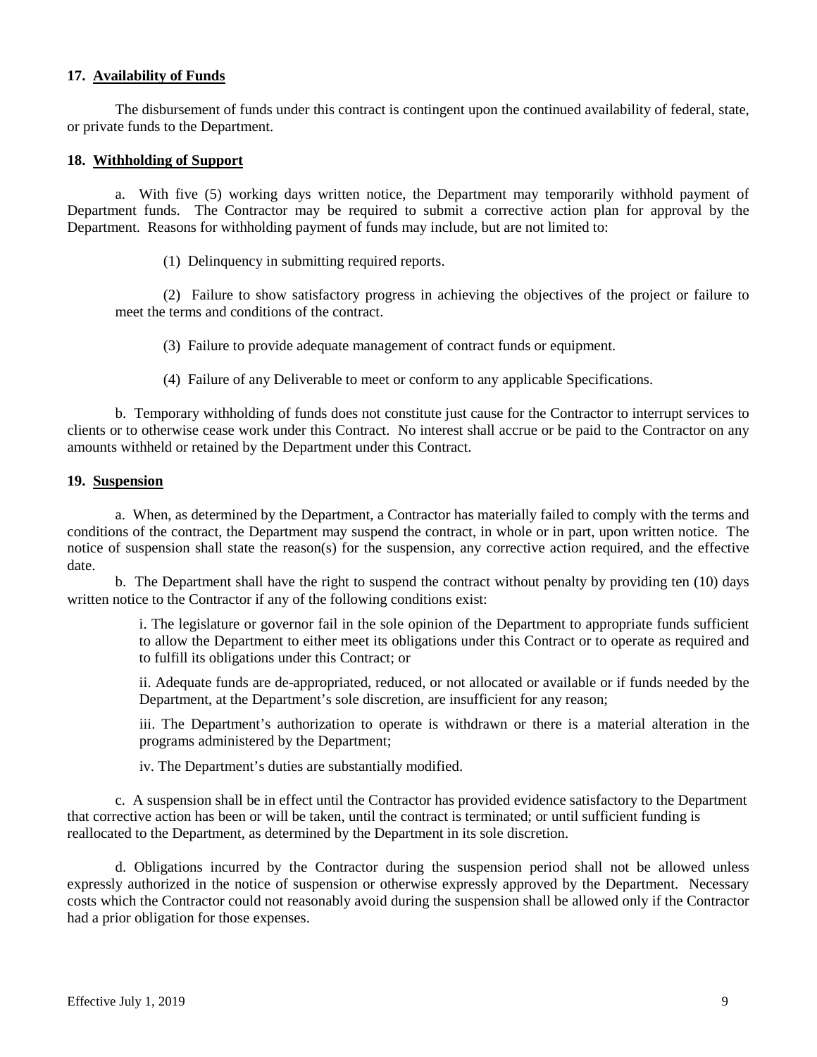### 17. Availability of Funds

The disbursement of funds under this contract is contingent upon the continued availability of federal, state, or private funds to the Department.

### 18. Withholding of Support

a. With five (5) working days written notice, the Department may temporarily withhold payment of Department funds. The Contractor may be required to submit a corrective action plan for approval by the Department. Reasons for withholding payment of funds may include, but are not limited to:

(1) Delinquency in submitting required reports.

(2) Failure to show satisfactory progress in achieving the objectives of the project or failure to meet the terms and conditions of the contract.

(3) Failure to provide adequate management of contract funds or equipment.

(4) Failure of any Deliverable to meet or conform to any applicable Specifications.

b. Temporary withholding of funds does not constitute just cause for the Contractor to interrupt services to clients or to otherwise cease work under this Contract. No interest shall accrue or be paid to the Contractor on any amounts withheld or retained by the Department under this Contract.

### 19. Suspension

a. When, as determined by the Department, a Contractor has materially failed to comply with the terms and conditions of the contract, the Department may suspend the contract, in whole or in part, upon written notice. The notice of suspension shall state the reason(s) for the suspension, any corrective action required, and the effective date.

b. The Department shall have the right to suspend the contract without penalty by providing ten (10) days written notice to the Contractor if any of the following conditions exist:

i. The legislature or governor fail in the sole opinion of the Department to appropriate funds sufficient to allow the Department to either meet its obligations under this Contract or to operate as required and to fulfill its obligations under this Contract; or

ii. Adequate funds are de-appropriated, reduced, or not allocated or available or if funds needed by the Department, at the Department's sole discretion, are insufficient for any reason;

iii. The Department's authorization to operate is withdrawn or there is a material alteration in the programs administered by the Department;

iv. The Department's duties are substantially modified.

c. A suspension shall be in effect until the Contractor has provided evidence satisfactory to the Department that corrective action has been or will be taken, until the contract is terminated; or until sufficient funding is reallocated to the Department, as determined by the Department in its sole discretion.

d. Obligations incurred by the Contractor during the suspension period shall not be allowed unless expressly authorized in the notice of suspension or otherwise expressly approved by the Department. Necessary costs which the Contractor could not reasonably avoid during the suspension shall be allowed only if the Contractor had a prior obligation for those expenses.

Effective July 1, 2019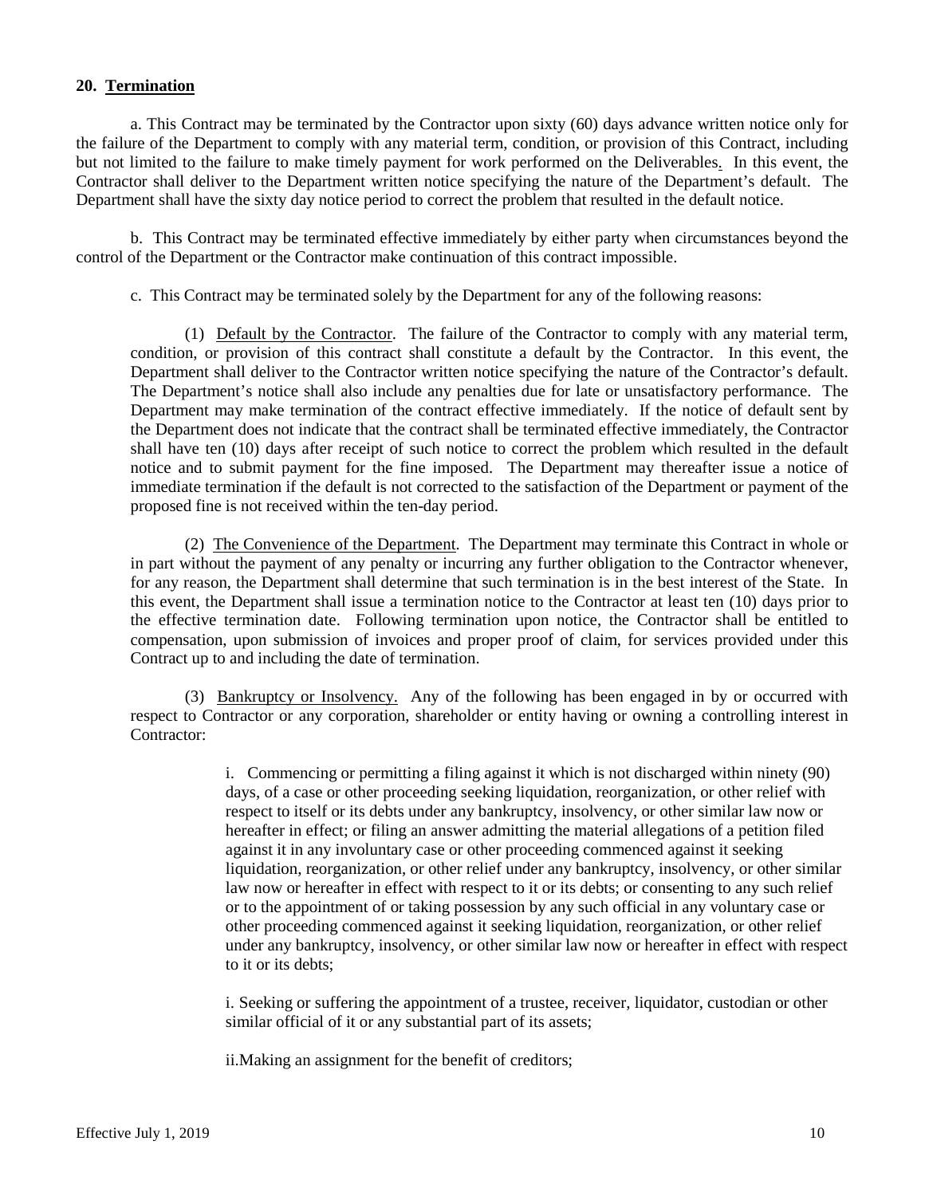## 20. Termination

a. This Contract may be terminated by the Contractor upon sixty (60) days advance written notice only for the failure of the Department to comply with any material term, condition, or provision of this Contract, including but not limited to the failure to make timely payment for work performed on the Deliverables. In this event, the Contractor shall deliver to the Department written notice specifying the nature of the Department's default. The Department shall have the sixty day notice period to correct the problem that resulted in the default notice.

b. This Contract may be terminated effective immediately by either party when circumstances beyond the control of the Department or the Contractor make continuation of this contract impossible.

c. This Contract may be terminated solely by the Department for any of the following reasons:

(1) Default by the Contractor. The failure of the Contractor to comply with any material term, condition, or provision of this contract shall constitute a default by the Contractor. In this event, the Department shall deliver to the Contractor written notice specifying the nature of the Contractor's default. The Department's notice shall also include any penalties due for late or unsatisfactory performance. The Department may make termination of the contract effective immediately. If the notice of default sent by the Department does not indicate that the contract shall be terminated effective immediately, the Contractor shall have ten (10) days after receipt of such notice to correct the problem which resulted in the default notice and to submit payment for the fine imposed. The Department may thereafter issue a notice of immediate termination if the default is not corrected to the satisfaction of the Department or payment of the proposed fine is not received within the ten-day period.

(2) The Convenience of the Department. The Department may terminate this Contract in whole or in part without the payment of any penalty or incurring any further obligation to the Contractor whenever, for any reason, the Department shall determine that such termination is in the best interest of the State. In this event, the Department shall issue a termination notice to the Contractor at least ten (10) days prior to the effective termination date. Following termination upon notice, the Contractor shall be entitled to compensation, upon submission of invoices and proper proof of claim, for services provided under this Contract up to and including the date of termination.

(3) Bankruptcy or Insolvency. Any of the following has been engaged in by or occurred with respect to Contractor or any corporation, shareholder or entity having or owning a controlling interest in Contractor:

i. Commencing or permitting a filing against it which is not discharged within ninety (90) days, of a case or other proceeding seeking liquidation, reorganization, or other relief with respect to itself or its debts under any bankruptcy, insolvency, or other similar law now or hereafter in effect; or filing an answer admitting the material allegations of a petition filed against it in any involuntary case or other proceeding commenced against it seeking liquidation, reorganization, or other relief under any bankruptcy, insolvency, or other similar law now or hereafter in effect with respect to it or its debts; or consenting to any such relief or to the appointment of or taking possession by any such official in any voluntary case or other proceeding commenced against it seeking liquidation, reorganization, or other relief under any bankruptcy, insolvency, or other similar law now or hereafter in effect with respect to it or its debts;

i. Seeking or suffering the appointment of a trustee, receiver, liquidator, custodian or other similar official of it or any substantial part of its assets;

ii.Making an assignment for the benefit of creditors;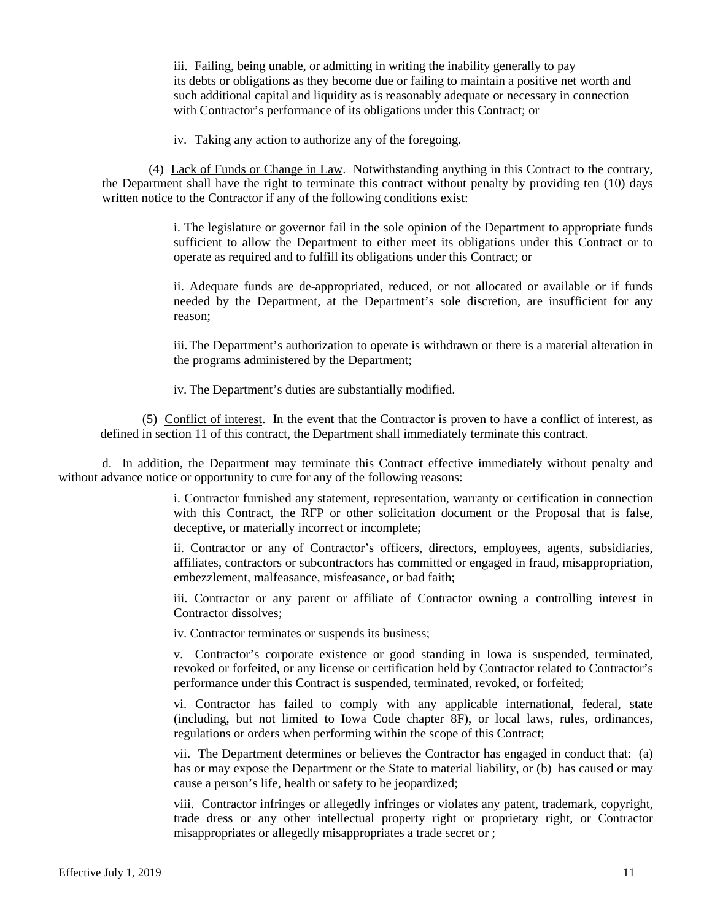iii. Failing, being unable, or admitting in writing the inability generally to pay its debts or obligations as they become due or failing to maintain a positive net worth and such additional capital and liquidity as is reasonably adequate or necessary in connection with Contractor's performance of its obligations under this Contract; or

iv. Taking any action to authorize any of the foregoing.

(4) Lack of Funds or Change in Law. Notwithstanding anything in this Contract to the contrary, the Department shall have the right to terminate this contract without penalty by providing ten (10) days written notice to the Contractor if any of the following conditions exist:

i. The legislature or governor fail in the sole opinion of the Department to appropriate funds sufficient to allow the Department to either meet its obligations under this Contract or to operate as required and to fulfill its obligations under this Contract; or

ii. Adequate funds are de-appropriated, reduced, or not allocated or available or if funds needed by the Department, at the Department's sole discretion, are insufficient for any reason;

iii. The Department's authorization to operate is withdrawn or there is a material alteration in the programs administered by the Department;

iv. The Department's duties are substantially modified.

(5) Conflict of interest. In the event that the Contractor is proven to have a conflict of interest, as defined in section 11 of this contract, the Department shall immediately terminate this contract.

d. In addition, the Department may terminate this Contract effective immediately without penalty and without advance notice or opportunity to cure for any of the following reasons:

i. Contractor furnished any statement, representation, warranty or certification in connection with this Contract, the RFP or other solicitation document or the Proposal that is false, deceptive, or materially incorrect or incomplete;

ii. Contractor or any of Contractor's officers, directors, employees, agents, subsidiaries, affiliates, contractors or subcontractors has committed or engaged in fraud, misappropriation, embezzlement, malfeasance, misfeasance, or bad faith;

iii. Contractor or any parent or affiliate of Contractor owning a controlling interest in Contractor dissolves;

iv. Contractor terminates or suspends its business;

v. Contractor's corporate existence or good standing in Iowa is suspended, terminated, revoked or forfeited, or any license or certification held by Contractor related to Contractor's performance under this Contract is suspended, terminated, revoked, or forfeited;

vi. Contractor has failed to comply with any applicable international, federal, state (including, but not limited to Iowa Code chapter 8F), or local laws, rules, ordinances, regulations or orders when performing within the scope of this Contract;

vii. The Department determines or believes the Contractor has engaged in conduct that: (a) has or may expose the Department or the State to material liability, or (b) has caused or may cause a person's life, health or safety to be jeopardized;

viii. Contractor infringes or allegedly infringes or violates any patent, trademark, copyright, trade dress or any other intellectual property right or proprietary right, or Contractor misappropriates or allegedly misappropriates a trade secret or ;

Effective July 1, 2019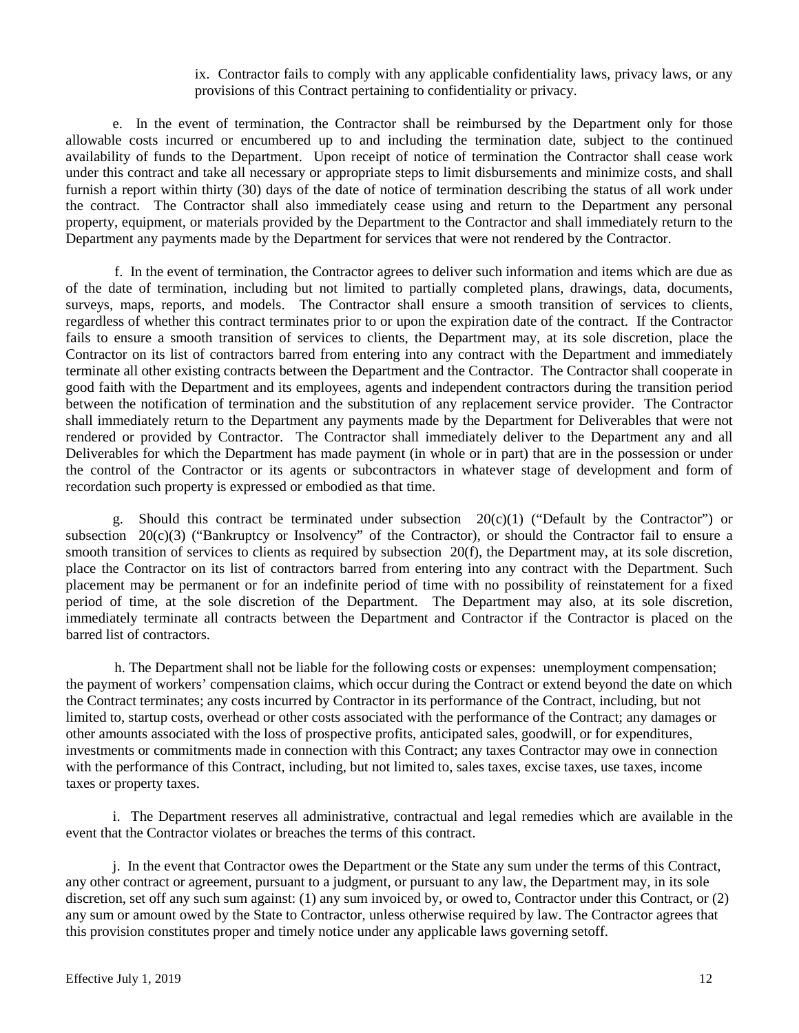ix. Contractor fails to comply with any applicable confidentiality laws, privacy laws, or any provisions of this Contract pertaining to confidentiality or privacy.

e. In the event of termination, the Contractor shall be reimbursed by the Department only for those allowable costs incurred or encumbered up to and including the termination date, subject to the continued availability of funds to the Department. Upon receipt of notice of termination the Contractor shall cease work under this contract and take all necessary or appropriate steps to limit disbursements and minimize costs, and shall furnish a report within thirty (30) days of the date of notice of termination describing the status of all work under the contract. The Contractor shall also immediately cease using and return to the Department any personal property, equipment, or materials provided by the Department to the Contractor and shall immediately return to the Department any payments made by the Department for services that were not rendered by the Contractor.

f. In the event of termination, the Contractor agrees to deliver such information and items which are due as of the date of termination, including but not limited to partially completed plans, drawings, data, documents, surveys, maps, reports, and models. The Contractor shall ensure a smooth transition of services to clients, regardless of whether this contract terminates prior to or upon the expiration date of the contract. If the Contractor fails to ensure a smooth transition of services to clients, the Department may, at its sole discretion, place the Contractor on its list of contractors barred from entering into any contract with the Department and immediately terminate all other existing contracts between the Department and the Contractor. The Contractor shall cooperate in good faith with the Department and its employees, agents and independent contractors during the transition period between the notification of termination and the substitution of any replacement service provider. The Contractor shall immediately return to the Department any payments made by the Department for Deliverables that were not rendered or provided by Contractor. The Contractor shall immediately deliver to the Department any and all Deliverables for which the Department has made payment (in whole or in part) that are in the possession or under the control of the Contractor or its agents or subcontractors in whatever stage of development and form of recordation such property is expressed or embodied as that time.

g. Should this contract be terminated under subsection 20(c)(1) ("Default by the Contractor") or subsection 20(c)(3) ("Bankruptcy or Insolvency" of the Contractor), or should the Contractor fail to ensure a smooth transition of services to clients as required by subsection 20(f), the Department may, at its sole discretion, place the Contractor on its list of contractors barred from entering into any contract with the Department. Such placement may be permanent or for an indefinite period of time with no possibility of reinstatement for a fixed period of time, at the sole discretion of the Department. The Department may also, at its sole discretion, immediately terminate all contracts between the Department and Contractor if the Contractor is placed on the barred list of contractors.

h. The Department shall not be liable for the following costs or expenses: unemployment compensation; the payment of workers' compensation claims, which occur during the Contract or extend beyond the date on which the Contract terminates; any costs incurred by Contractor in its performance of the Contract, including, but not limited to, startup costs, overhead or other costs associated with the performance of the Contract; any damages or other amounts associated with the loss of prospective profits, anticipated sales, goodwill, or for expenditures, investments or commitments made in connection with this Contract; any taxes Contractor may owe in connection with the performance of this Contract, including, but not limited to, sales taxes, excise taxes, use taxes, income taxes or property taxes.

i. The Department reserves all administrative, contractual and legal remedies which are available in the event that the Contractor violates or breaches the terms of this contract.

j. In the event that Contractor owes the Department or the State any sum under the terms of this Contract, any other contract or agreement, pursuant to a judgment, or pursuant to any law, the Department may, in its sole discretion, set off any such sum against: (1) any sum invoiced by, or owed to, Contractor under this Contract, or (2) any sum or amount owed by the State to Contractor, unless otherwise required by law. The Contractor agrees that this provision constitutes proper and timely notice under any applicable laws governing setoff.

Effective July 1, 2019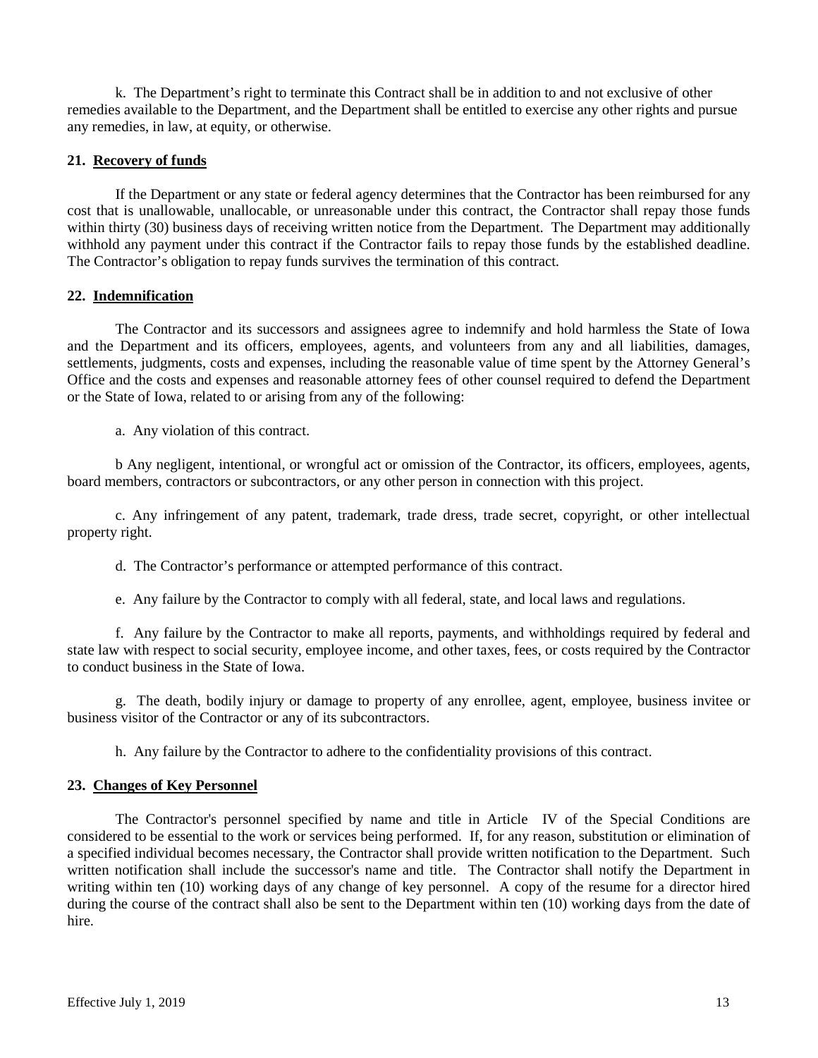k. The Department's right to terminate this Contract shall be in addition to and not exclusive of other remedies available to the Department, and the Department shall be entitled to exercise any other rights and pursue any remedies, in law, at equity, or otherwise.

**21. Recovery of funds**

If the Department or any state or federal agency determines that the Contractor has been reimbursed for any cost that is unallowable, unallocable, or unreasonable under this contract, the Contractor shall repay those funds within thirty (30) business days of receiving written notice from the Department. The Department may additionally withhold any payment under this contract if the Contractor fails to repay those funds by the established deadline. The Contractor's obligation to repay funds survives the termination of this contract.

**22. Indemnification**

The Contractor and its successors and assignees agree to indemnify and hold harmless the State of Iowa and the Department and its officers, employees, agents, and volunteers from any and all liabilities, damages, settlements, judgments, costs and expenses, including the reasonable value of time spent by the Attorney General's Office and the costs and expenses and reasonable attorney fees of other counsel required to defend the Department or the State of Iowa, related to or arising from any of the following:

a. Any violation of this contract.

b Any negligent, intentional, or wrongful act or omission of the Contractor, its officers, employees, agents, board members, contractors or subcontractors, or any other person in connection with this project.

c. Any infringement of any patent, trademark, trade dress, trade secret, copyright, or other intellectual property right.

d. The Contractor's performance or attempted performance of this contract.

e. Any failure by the Contractor to comply with all federal, state, and local laws and regulations.

f. Any failure by the Contractor to make all reports, payments, and withholdings required by federal and state law with respect to social security, employee income, and other taxes, fees, or costs required by the Contractor to conduct business in the State of Iowa.

g. The death, bodily injury or damage to property of any enrollee, agent, employee, business invitee or business visitor of the Contractor or any of its subcontractors.

h. Any failure by the Contractor to adhere to the confidentiality provisions of this contract.

**23. Changes of Key Personnel**

The Contractor's personnel specified by name and title in Article IV of the Special Conditions are considered to be essential to the work or services being performed. If, for any reason, substitution or elimination of a specified individual becomes necessary, the Contractor shall provide written notification to the Department. Such written notification shall include the successor's name and title. The Contractor shall notify the Department in writing within ten (10) working days of any change of key personnel. A copy of the resume for a director hired during the course of the contract shall also be sent to the Department within ten (10) working days from the date of hire.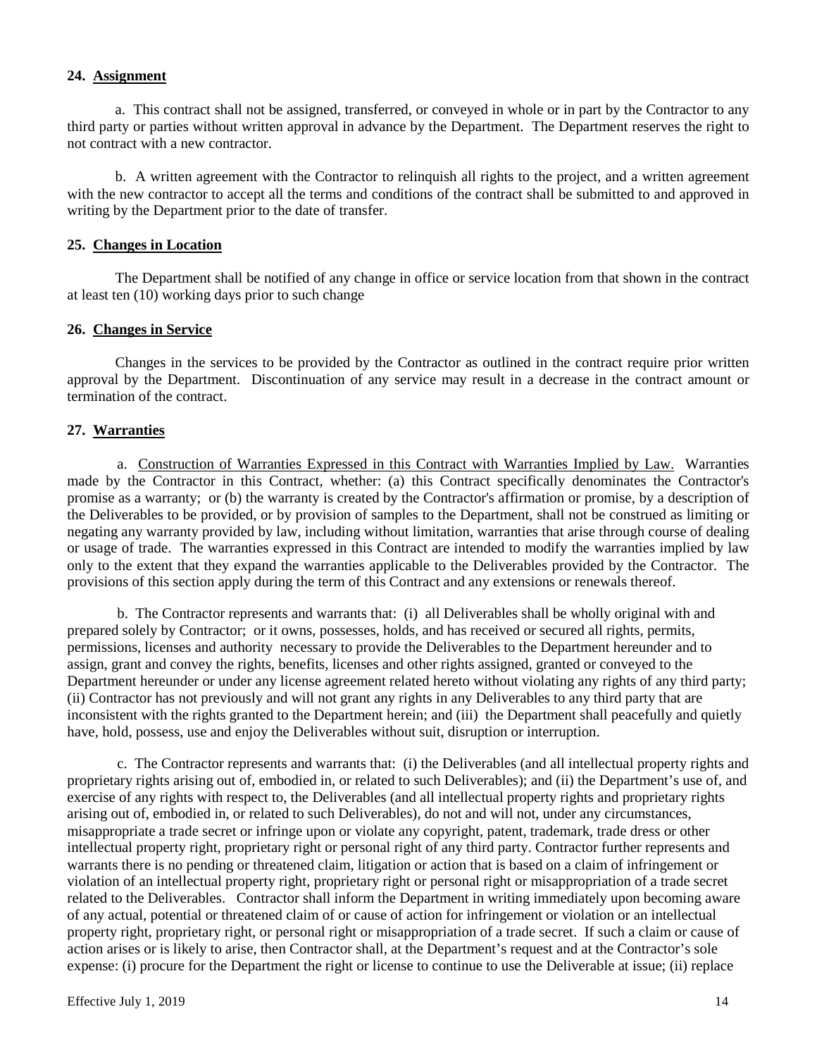**24. Assignment**

a. This contract shall not be assigned, transferred, or conveyed in whole or in part by the Contractor to any third party or parties without written approval in advance by the Department. The Department reserves the right to not contract with a new contractor.

b. A written agreement with the Contractor to relinquish all rights to the project, and a written agreement with the new contractor to accept all the terms and conditions of the contract shall be submitted to and approved in writing by the Department prior to the date of transfer.

**25. Changes in Location**

The Department shall be notified of any change in office or service location from that shown in the contract at least ten (10) working days prior to such change

**26. Changes in Service**

Changes in the services to be provided by the Contractor as outlined in the contract require prior written approval by the Department. Discontinuation of any service may result in a decrease in the contract amount or termination of the contract.

**27. Warranties**

a. Construction of Warranties Expressed in this Contract with Warranties Implied by Law. Warranties made by the Contractor in this Contract, whether: (a) this Contract specifically denominates the Contractor's promise as a warranty; or (b) the warranty is created by the Contractor's affirmation or promise, by a description of the Deliverables to be provided, or by provision of samples to the Department, shall not be construed as limiting or negating any warranty provided by law, including without limitation, warranties that arise through course of dealing or usage of trade. The warranties expressed in this Contract are intended to modify the warranties implied by law only to the extent that they expand the warranties applicable to the Deliverables provided by the Contractor. The provisions of this section apply during the term of this Contract and any extensions or renewals thereof.

b. The Contractor represents and warrants that: (i) all Deliverables shall be wholly original with and prepared solely by Contractor; or it owns, possesses, holds, and has received or secured all rights, permits, permissions, licenses and authority necessary to provide the Deliverables to the Department hereunder and to assign, grant and convey the rights, benefits, licenses and other rights assigned, granted or conveyed to the Department hereunder or under any license agreement related hereto without violating any rights of any third party; (ii) Contractor has not previously and will not grant any rights in any Deliverables to any third party that are inconsistent with the rights granted to the Department herein; and (iii) the Department shall peacefully and quietly have, hold, possess, use and enjoy the Deliverables without suit, disruption or interruption.

c. The Contractor represents and warrants that: (i) the Deliverables (and all intellectual property rights and proprietary rights arising out of, embodied in, or related to such Deliverables); and (ii) the Department's use of, and exercise of any rights with respect to, the Deliverables (and all intellectual property rights and proprietary rights arising out of, embodied in, or related to such Deliverables), do not and will not, under any circumstances, misappropriate a trade secret or infringe upon or violate any copyright, patent, trademark, trade dress or other intellectual property right, proprietary right or personal right of any third party. Contractor further represents and warrants there is no pending or threatened claim, litigation or action that is based on a claim of infringement or violation of an intellectual property right, proprietary right or personal right or misappropriation of a trade secret related to the Deliverables. Contractor shall inform the Department in writing immediately upon becoming aware of any actual, potential or threatened claim of or cause of action for infringement or violation or an intellectual property right, proprietary right, or personal right or misappropriation of a trade secret. If such a claim or cause of action arises or is likely to arise, then Contractor shall, at the Department's request and at the Contractor's sole expense: (i) procure for the Department the right or license to continue to use the Deliverable at issue; (ii) replace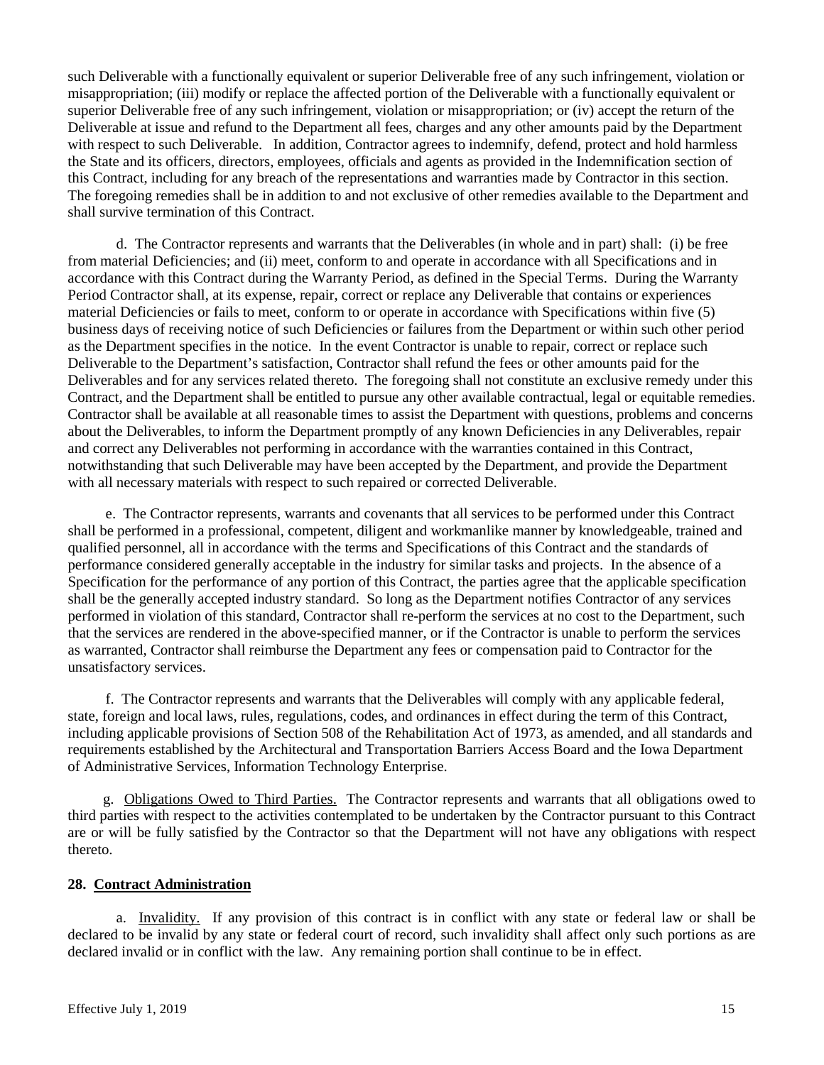such Deliverable with a functionally equivalent or superior Deliverable free of any such infringement, violation or misappropriation; (iii) modify or replace the affected portion of the Deliverable with a functionally equivalent or superior Deliverable free of any such infringement, violation or misappropriation; or (iv) accept the return of the Deliverable at issue and refund to the Department all fees, charges and any other amounts paid by the Department with respect to such Deliverable. In addition, Contractor agrees to indemnify, defend, protect and hold harmless the State and its officers, directors, employees, officials and agents as provided in the Indemnification section of this Contract, including for any breach of the representations and warranties made by Contractor in this section. The foregoing remedies shall be in addition to and not exclusive of other remedies available to the Department and shall survive termination of this Contract.

d. The Contractor represents and warrants that the Deliverables (in whole and in part) shall: (i) be free from material Deficiencies; and (ii) meet, conform to and operate in accordance with all Specifications and in accordance with this Contract during the Warranty Period, as defined in the Special Terms. During the Warranty Period Contractor shall, at its expense, repair, correct or replace any Deliverable that contains or experiences material Deficiencies or fails to meet, conform to or operate in accordance with Specifications within five (5) business days of receiving notice of such Deficiencies or failures from the Department or within such other period as the Department specifies in the notice. In the event Contractor is unable to repair, correct or replace such Deliverable to the Department's satisfaction, Contractor shall refund the fees or other amounts paid for the Deliverables and for any services related thereto. The foregoing shall not constitute an exclusive remedy under this Contract, and the Department shall be entitled to pursue any other available contractual, legal or equitable remedies. Contractor shall be available at all reasonable times to assist the Department with questions, problems and concerns about the Deliverables, to inform the Department promptly of any known Deficiencies in any Deliverables, repair and correct any Deliverables not performing in accordance with the warranties contained in this Contract, notwithstanding that such Deliverable may have been accepted by the Department, and provide the Department with all necessary materials with respect to such repaired or corrected Deliverable.

e. The Contractor represents, warrants and covenants that all services to be performed under this Contract shall be performed in a professional, competent, diligent and workmanlike manner by knowledgeable, trained and qualified personnel, all in accordance with the terms and Specifications of this Contract and the standards of performance considered generally acceptable in the industry for similar tasks and projects. In the absence of a Specification for the performance of any portion of this Contract, the parties agree that the applicable specification shall be the generally accepted industry standard. So long as the Department notifies Contractor of any services performed in violation of this standard, Contractor shall re-perform the services at no cost to the Department, such that the services are rendered in the above-specified manner, or if the Contractor is unable to perform the services as warranted, Contractor shall reimburse the Department any fees or compensation paid to Contractor for the unsatisfactory services.

f. The Contractor represents and warrants that the Deliverables will comply with any applicable federal, state, foreign and local laws, rules, regulations, codes, and ordinances in effect during the term of this Contract, including applicable provisions of Section 508 of the Rehabilitation Act of 1973, as amended, and all standards and requirements established by the Architectural and Transportation Barriers Access Board and the Iowa Department of Administrative Services, Information Technology Enterprise.

g. Obligations Owed to Third Parties. The Contractor represents and warrants that all obligations owed to third parties with respect to the activities contemplated to be undertaken by the Contractor pursuant to this Contract are or will be fully satisfied by the Contractor so that the Department will not have any obligations with respect thereto.

## 28. Contract Administration

a. Invalidity. If any provision of this contract is in conflict with any state or federal law or shall be declared to be invalid by any state or federal court of record, such invalidity shall affect only such portions as are declared invalid or in conflict with the law. Any remaining portion shall continue to be in effect.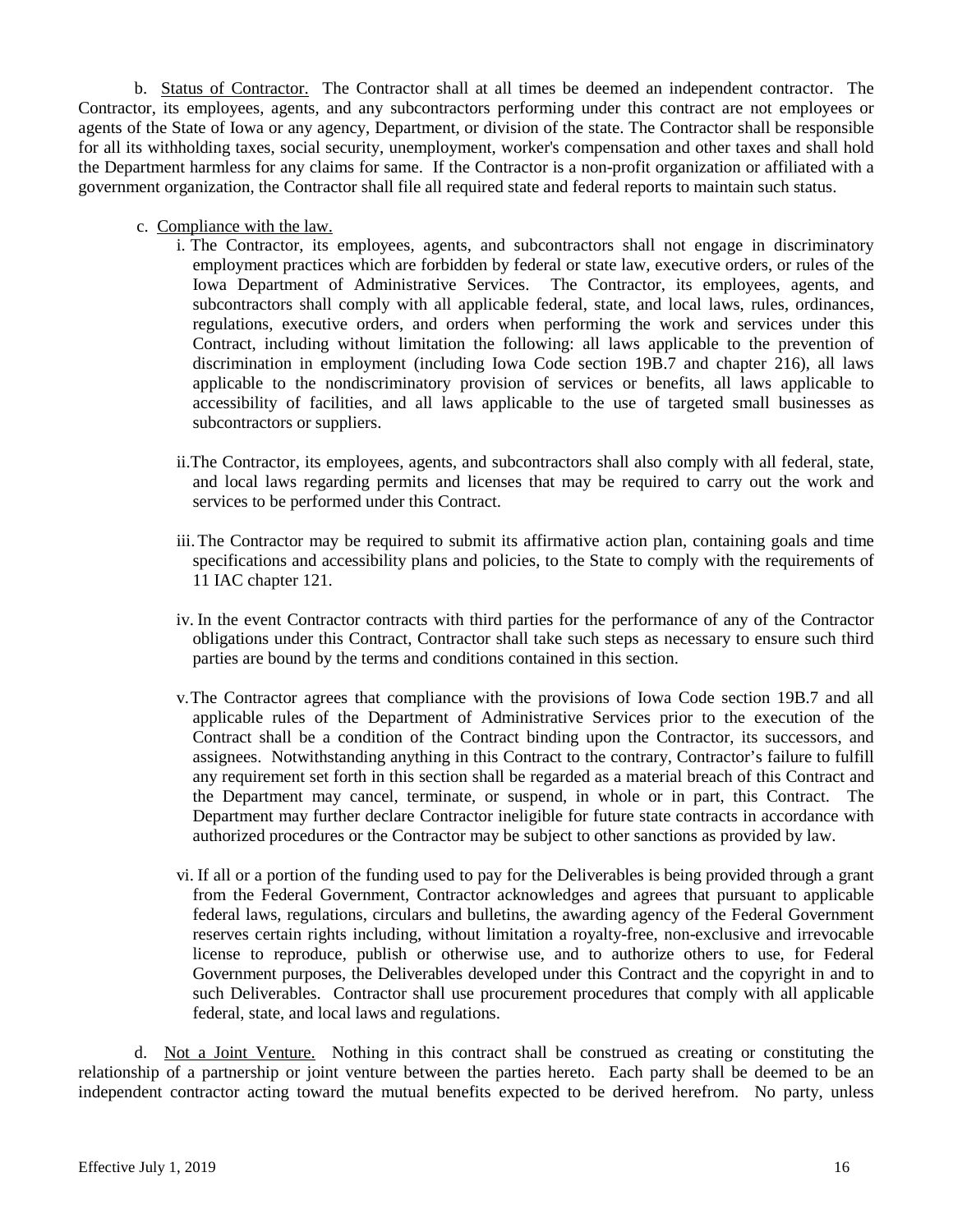b. Status of Contractor. The Contractor shall at all times be deemed an independent contractor. The Contractor, its employees, agents, and any subcontractors performing under this contract are not employees or agents of the State of Iowa or any agency, Department, or division of the state. The Contractor shall be responsible for all its withholding taxes, social security, unemployment, worker's compensation and other taxes and shall hold the Department harmless for any claims for same. If the Contractor is a non-profit organization or affiliated with a government organization, the Contractor shall file all required state and federal reports to maintain such status.

c. Compliance with the law.

i. The Contractor, its employees, agents, and subcontractors shall not engage in discriminatory employment practices which are forbidden by federal or state law, executive orders, or rules of the Iowa Department of Administrative Services. The Contractor, its employees, agents, and subcontractors shall comply with all applicable federal, state, and local laws, rules, ordinances, regulations, executive orders, and orders when performing the work and services under this Contract, including without limitation the following: all laws applicable to the prevention of discrimination in employment (including Iowa Code section 19B.7 and chapter 216), all laws applicable to the nondiscriminatory provision of services or benefits, all laws applicable to accessibility of facilities, and all laws applicable to the use of targeted small businesses as subcontractors or suppliers.

ii. The Contractor, its employees, agents, and subcontractors shall also comply with all federal, state, and local laws regarding permits and licenses that may be required to carry out the work and services to be performed under this Contract.

iii. The Contractor may be required to submit its affirmative action plan, containing goals and time specifications and accessibility plans and policies, to the State to comply with the requirements of 11 IAC chapter 121.

iv. In the event Contractor contracts with third parties for the performance of any of the Contractor obligations under this Contract, Contractor shall take such steps as necessary to ensure such third parties are bound by the terms and conditions contained in this section.

v. The Contractor agrees that compliance with the provisions of Iowa Code section 19B.7 and all applicable rules of the Department of Administrative Services prior to the execution of the Contract shall be a condition of the Contract binding upon the Contractor, its successors, and assignees. Notwithstanding anything in this Contract to the contrary, Contractor's failure to fulfill any requirement set forth in this section shall be regarded as a material breach of this Contract and the Department may cancel, terminate, or suspend, in whole or in part, this Contract. The Department may further declare Contractor ineligible for future state contracts in accordance with authorized procedures or the Contractor may be subject to other sanctions as provided by law.

vi. If all or a portion of the funding used to pay for the Deliverables is being provided through a grant from the Federal Government, Contractor acknowledges and agrees that pursuant to applicable federal laws, regulations, circulars and bulletins, the awarding agency of the Federal Government reserves certain rights including, without limitation a royalty-free, non-exclusive and irrevocable license to reproduce, publish or otherwise use, and to authorize others to use, for Federal Government purposes, the Deliverables developed under this Contract and the copyright in and to such Deliverables. Contractor shall use procurement procedures that comply with all applicable federal, state, and local laws and regulations.

d. Not a Joint Venture. Nothing in this contract shall be construed as creating or constituting the relationship of a partnership or joint venture between the parties hereto. Each party shall be deemed to be an independent contractor acting toward the mutual benefits expected to be derived herefrom. No party, unless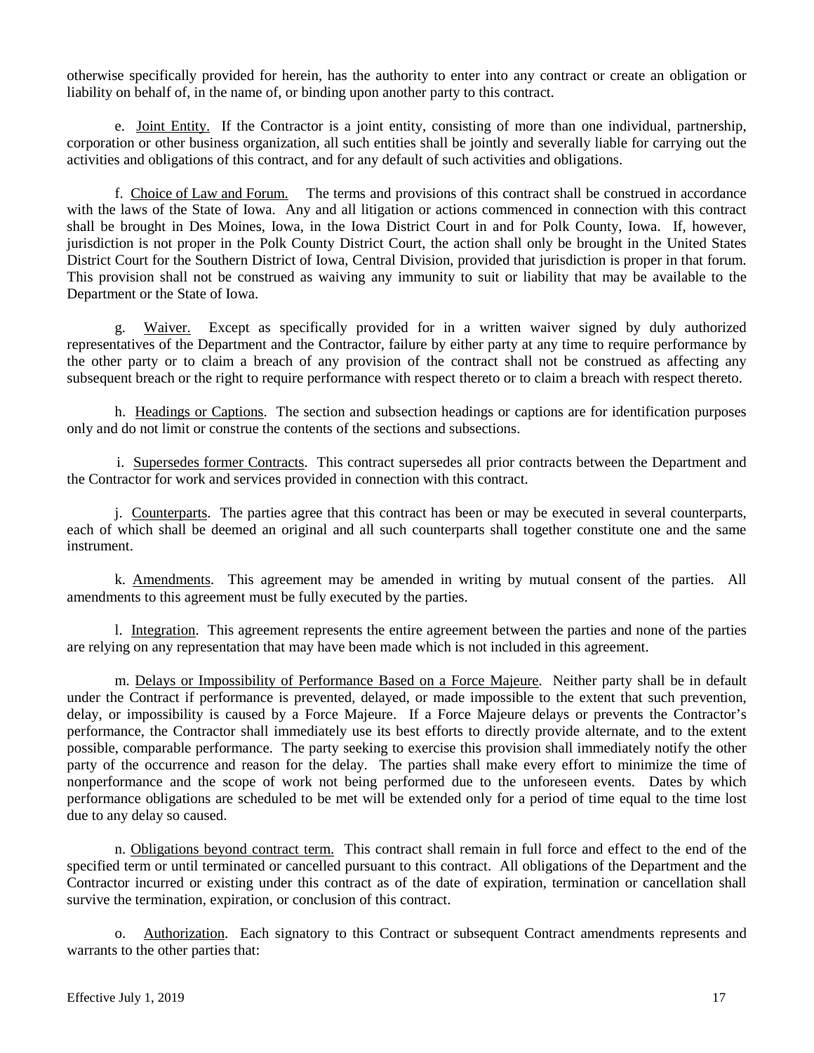otherwise specifically provided for herein, has the authority to enter into any contract or create an obligation or liability on behalf of, in the name of, or binding upon another party to this contract.

e. Joint Entity. If the Contractor is a joint entity, consisting of more than one individual, partnership, corporation or other business organization, all such entities shall be jointly and severally liable for carrying out the activities and obligations of this contract, and for any default of such activities and obligations.

f. Choice of Law and Forum. The terms and provisions of this contract shall be construed in accordance with the laws of the State of Iowa. Any and all litigation or actions commenced in connection with this contract shall be brought in Des Moines, Iowa, in the Iowa District Court in and for Polk County, Iowa. If, however, jurisdiction is not proper in the Polk County District Court, the action shall only be brought in the United States District Court for the Southern District of Iowa, Central Division, provided that jurisdiction is proper in that forum. This provision shall not be construed as waiving any immunity to suit or liability that may be available to the Department or the State of Iowa.

g. Waiver. Except as specifically provided for in a written waiver signed by duly authorized representatives of the Department and the Contractor, failure by either party at any time to require performance by the other party or to claim a breach of any provision of the contract shall not be construed as affecting any subsequent breach or the right to require performance with respect thereto or to claim a breach with respect thereto.

h. Headings or Captions. The section and subsection headings or captions are for identification purposes only and do not limit or construe the contents of the sections and subsections.

i. Supersedes former Contracts. This contract supersedes all prior contracts between the Department and the Contractor for work and services provided in connection with this contract.

j. Counterparts. The parties agree that this contract has been or may be executed in several counterparts, each of which shall be deemed an original and all such counterparts shall together constitute one and the same instrument.

k. Amendments. This agreement may be amended in writing by mutual consent of the parties. All amendments to this agreement must be fully executed by the parties.

l. Integration. This agreement represents the entire agreement between the parties and none of the parties are relying on any representation that may have been made which is not included in this agreement.

m. Delays or Impossibility of Performance Based on a Force Majeure. Neither party shall be in default under the Contract if performance is prevented, delayed, or made impossible to the extent that such prevention, delay, or impossibility is caused by a Force Majeure. If a Force Majeure delays or prevents the Contractor's performance, the Contractor shall immediately use its best efforts to directly provide alternate, and to the extent possible, comparable performance. The party seeking to exercise this provision shall immediately notify the other party of the occurrence and reason for the delay. The parties shall make every effort to minimize the time of nonperformance and the scope of work not being performed due to the unforeseen events. Dates by which performance obligations are scheduled to be met will be extended only for a period of time equal to the time lost due to any delay so caused.

n. Obligations beyond contract term. This contract shall remain in full force and effect to the end of the specified term or until terminated or cancelled pursuant to this contract. All obligations of the Department and the Contractor incurred or existing under this contract as of the date of expiration, termination or cancellation shall survive the termination, expiration, or conclusion of this contract.

o. Authorization. Each signatory to this Contract or subsequent Contract amendments represents and warrants to the other parties that:

Effective July 1, 2019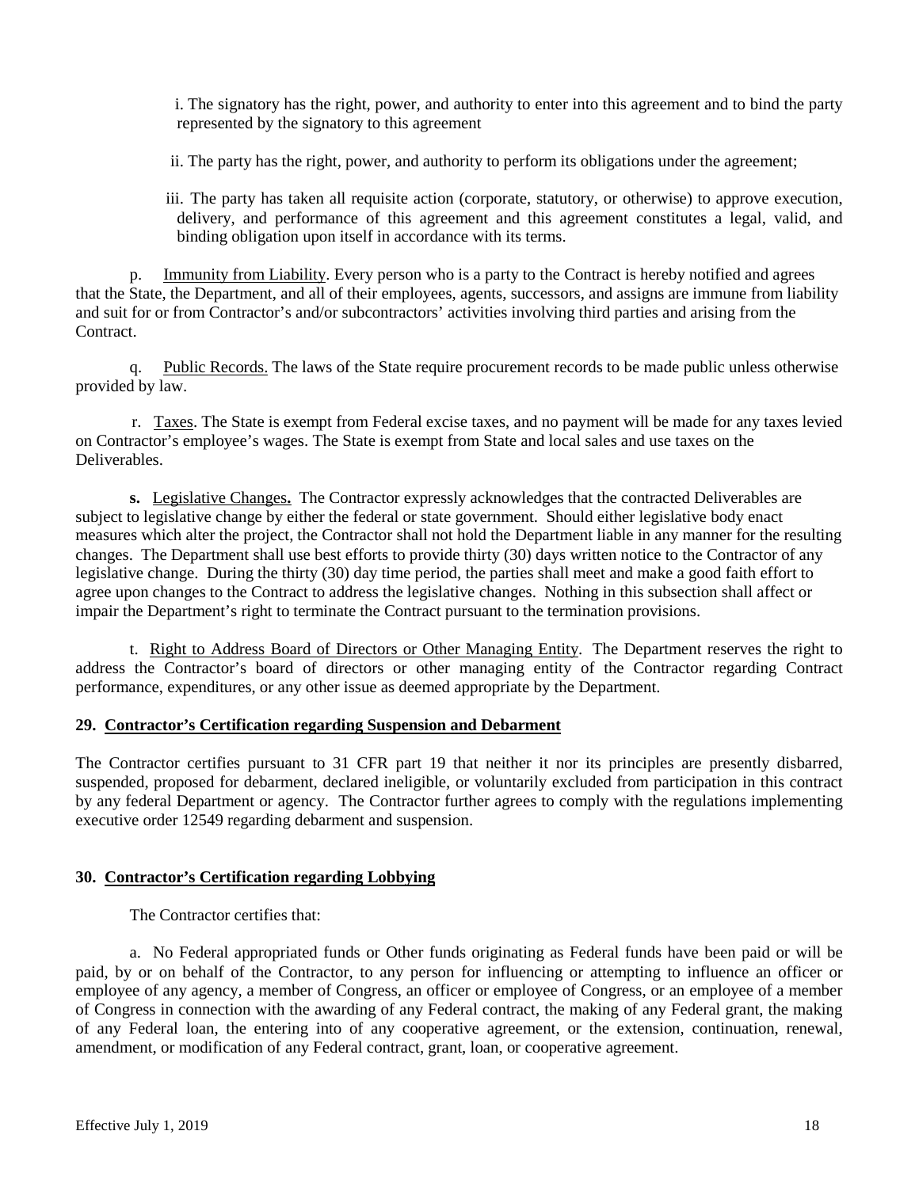i. The signatory has the right, power, and authority to enter into this agreement and to bind the party represented by the signatory to this agreement

ii. The party has the right, power, and authority to perform its obligations under the agreement;

iii. The party has taken all requisite action (corporate, statutory, or otherwise) to approve execution, delivery, and performance of this agreement and this agreement constitutes a legal, valid, and binding obligation upon itself in accordance with its terms.

p. Immunity from Liability. Every person who is a party to the Contract is hereby notified and agrees that the State, the Department, and all of their employees, agents, successors, and assigns are immune from liability and suit for or from Contractor's and/or subcontractors' activities involving third parties and arising from the Contract.

q. Public Records. The laws of the State require procurement records to be made public unless otherwise provided by law.

r. Taxes. The State is exempt from Federal excise taxes, and no payment will be made for any taxes levied on Contractor's employee's wages. The State is exempt from State and local sales and use taxes on the Deliverables.

**s.** Legislative Changes**.** The Contractor expressly acknowledges that the contracted Deliverables are subject to legislative change by either the federal or state government. Should either legislative body enact measures which alter the project, the Contractor shall not hold the Department liable in any manner for the resulting changes. The Department shall use best efforts to provide thirty (30) days written notice to the Contractor of any legislative change. During the thirty (30) day time period, the parties shall meet and make a good faith effort to agree upon changes to the Contract to address the legislative changes. Nothing in this subsection shall affect or impair the Department's right to terminate the Contract pursuant to the termination provisions.

t. Right to Address Board of Directors or Other Managing Entity. The Department reserves the right to address the Contractor's board of directors or other managing entity of the Contractor regarding Contract performance, expenditures, or any other issue as deemed appropriate by the Department.

## 29. Contractor's Certification regarding Suspension and Debarment

The Contractor certifies pursuant to 31 CFR part 19 that neither it nor its principles are presently disbarred, suspended, proposed for debarment, declared ineligible, or voluntarily excluded from participation in this contract by any federal Department or agency. The Contractor further agrees to comply with the regulations implementing executive order 12549 regarding debarment and suspension.

## 30. Contractor's Certification regarding Lobbying

The Contractor certifies that:

a. No Federal appropriated funds or Other funds originating as Federal funds have been paid or will be paid, by or on behalf of the Contractor, to any person for influencing or attempting to influence an officer or employee of any agency, a member of Congress, an officer or employee of Congress, or an employee of a member of Congress in connection with the awarding of any Federal contract, the making of any Federal grant, the making of any Federal loan, the entering into of any cooperative agreement, or the extension, continuation, renewal, amendment, or modification of any Federal contract, grant, loan, or cooperative agreement.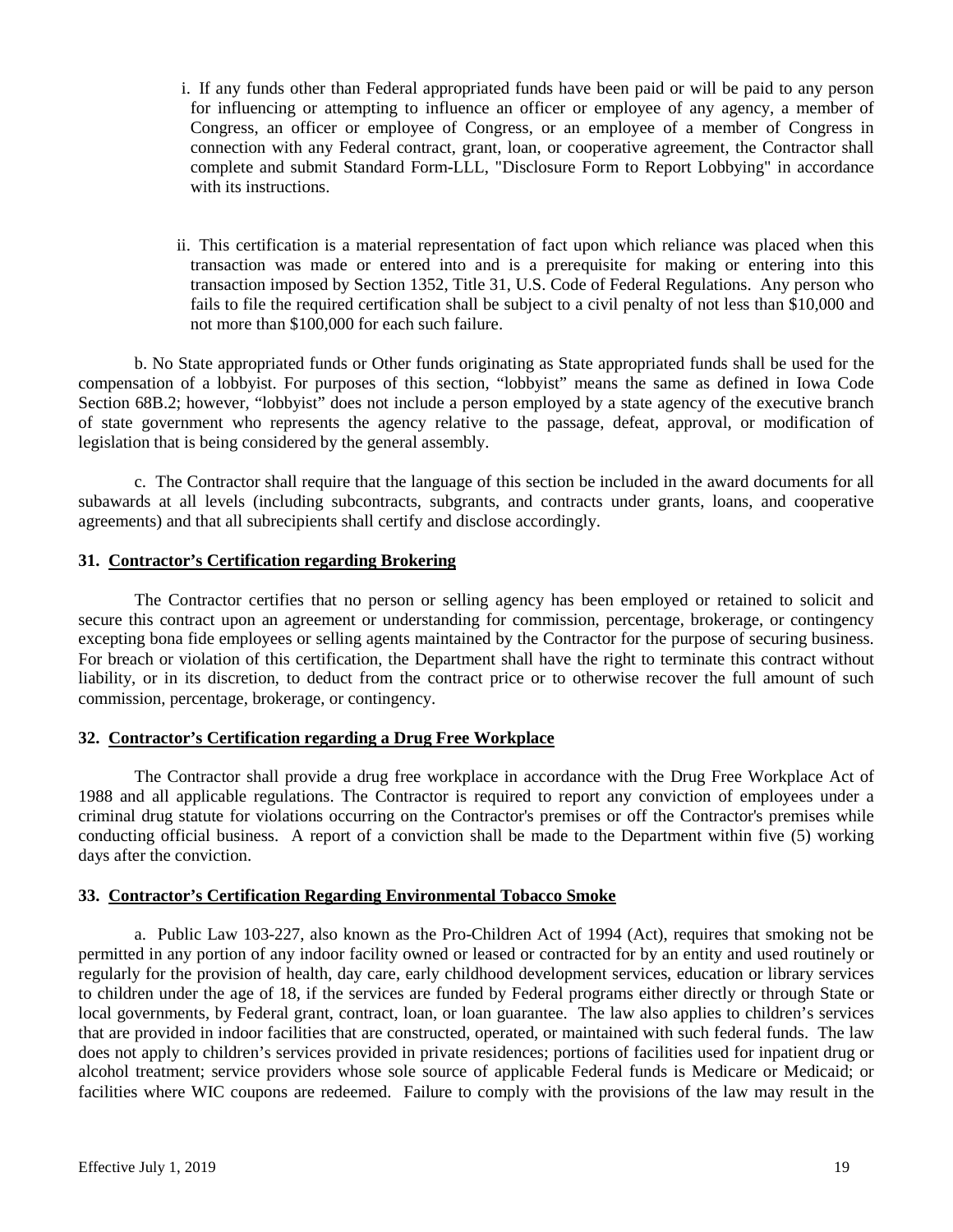i. If any funds other than Federal appropriated funds have been paid or will be paid to any person for influencing or attempting to influence an officer or employee of any agency, a member of Congress, an officer or employee of Congress, or an employee of a member of Congress in connection with any Federal contract, grant, loan, or cooperative agreement, the Contractor shall complete and submit Standard Form-LLL, "Disclosure Form to Report Lobbying" in accordance with its instructions.

ii. This certification is a material representation of fact upon which reliance was placed when this transaction was made or entered into and is a prerequisite for making or entering into this transaction imposed by Section 1352, Title 31, U.S. Code of Federal Regulations. Any person who fails to file the required certification shall be subject to a civil penalty of not less than $10,000 and not more than $100,000 for each such failure.

b. No State appropriated funds or Other funds originating as State appropriated funds shall be used for the compensation of a lobbyist. For purposes of this section, "lobbyist" means the same as defined in Iowa Code Section 68B.2; however, "lobbyist" does not include a person employed by a state agency of the executive branch of state government who represents the agency relative to the passage, defeat, approval, or modification of legislation that is being considered by the general assembly.

c. The Contractor shall require that the language of this section be included in the award documents for all subawards at all levels (including subcontracts, subgrants, and contracts under grants, loans, and cooperative agreements) and that all subrecipients shall certify and disclose accordingly.

**31. Contractor's Certification regarding Brokering**

The Contractor certifies that no person or selling agency has been employed or retained to solicit and secure this contract upon an agreement or understanding for commission, percentage, brokerage, or contingency excepting bona fide employees or selling agents maintained by the Contractor for the purpose of securing business. For breach or violation of this certification, the Department shall have the right to terminate this contract without liability, or in its discretion, to deduct from the contract price or to otherwise recover the full amount of such commission, percentage, brokerage, or contingency.

**32. Contractor's Certification regarding a Drug Free Workplace**

The Contractor shall provide a drug free workplace in accordance with the Drug Free Workplace Act of 1988 and all applicable regulations. The Contractor is required to report any conviction of employees under a criminal drug statute for violations occurring on the Contractor's premises or off the Contractor's premises while conducting official business. A report of a conviction shall be made to the Department within five (5) working days after the conviction.

**33. Contractor's Certification Regarding Environmental Tobacco Smoke**

a. Public Law 103-227, also known as the Pro-Children Act of 1994 (Act), requires that smoking not be permitted in any portion of any indoor facility owned or leased or contracted for by an entity and used routinely or regularly for the provision of health, day care, early childhood development services, education or library services to children under the age of 18, if the services are funded by Federal programs either directly or through State or local governments, by Federal grant, contract, loan, or loan guarantee. The law also applies to children's services that are provided in indoor facilities that are constructed, operated, or maintained with such federal funds. The law does not apply to children's services provided in private residences; portions of facilities used for inpatient drug or alcohol treatment; service providers whose sole source of applicable Federal funds is Medicare or Medicaid; or facilities where WIC coupons are redeemed. Failure to comply with the provisions of the law may result in the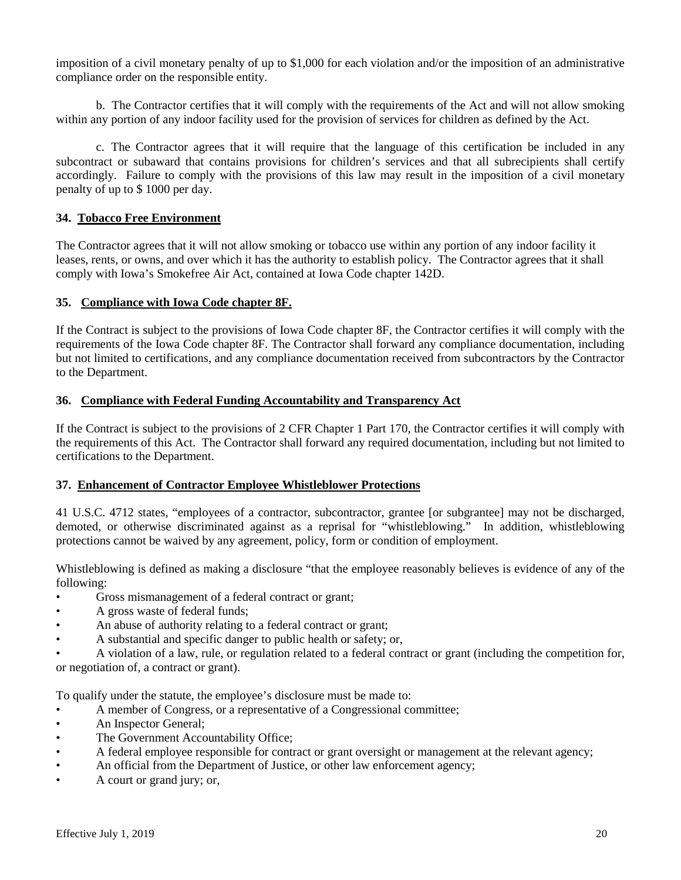imposition of a civil monetary penalty of up to $1,000 for each violation and/or the imposition of an administrative compliance order on the responsible entity.

b. The Contractor certifies that it will comply with the requirements of the Act and will not allow smoking within any portion of any indoor facility used for the provision of services for children as defined by the Act.

c. The Contractor agrees that it will require that the language of this certification be included in any subcontract or subaward that contains provisions for children's services and that all subrecipients shall certify accordingly. Failure to comply with the provisions of this law may result in the imposition of a civil monetary penalty of up to $ 1000 per day.

**34. Tobacco Free Environment**

The Contractor agrees that it will not allow smoking or tobacco use within any portion of any indoor facility it leases, rents, or owns, and over which it has the authority to establish policy. The Contractor agrees that it shall comply with Iowa's Smokefree Air Act, contained at Iowa Code chapter 142D.

**35. Compliance with Iowa Code chapter 8F.**

If the Contract is subject to the provisions of Iowa Code chapter 8F, the Contractor certifies it will comply with the requirements of the Iowa Code chapter 8F. The Contractor shall forward any compliance documentation, including but not limited to certifications, and any compliance documentation received from subcontractors by the Contractor to the Department.

**36. Compliance with Federal Funding Accountability and Transparency Act**

If the Contract is subject to the provisions of 2 CFR Chapter 1 Part 170, the Contractor certifies it will comply with the requirements of this Act. The Contractor shall forward any required documentation, including but not limited to certifications to the Department.

**37. Enhancement of Contractor Employee Whistleblower Protections**

41 U.S.C. 4712 states, "employees of a contractor, subcontractor, grantee [or subgrantee] may not be discharged, demoted, or otherwise discriminated against as a reprisal for "whistleblowing." In addition, whistleblowing protections cannot be waived by any agreement, policy, form or condition of employment.

Whistleblowing is defined as making a disclosure "that the employee reasonably believes is evidence of any of the following:

- Gross mismanagement of a federal contract or grant;
- A gross waste of federal funds;
- An abuse of authority relating to a federal contract or grant;
- A substantial and specific danger to public health or safety; or,
- A violation of a law, rule, or regulation related to a federal contract or grant (including the competition for, or negotiation of, a contract or grant).

To qualify under the statute, the employee's disclosure must be made to:

- A member of Congress, or a representative of a Congressional committee;
- An Inspector General;
- The Government Accountability Office;
- A federal employee responsible for contract or grant oversight or management at the relevant agency;
- An official from the Department of Justice, or other law enforcement agency;
- A court or grand jury; or,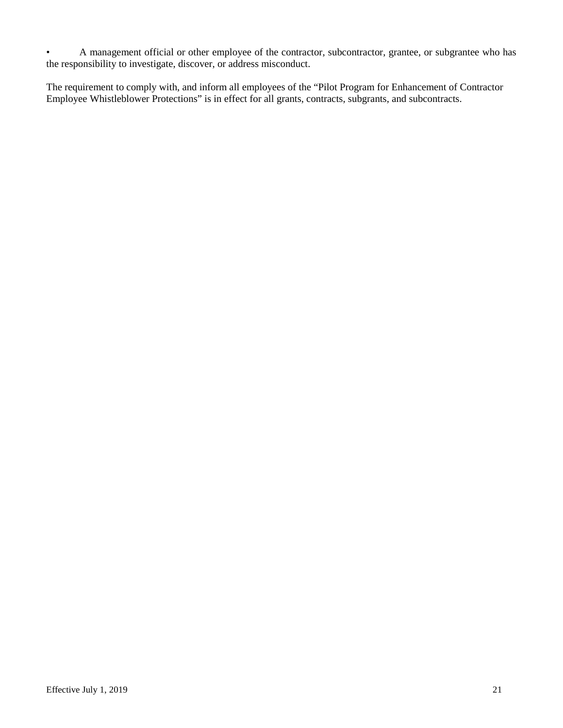- A management official or other employee of the contractor, subcontractor, grantee, or subgrantee who has the responsibility to investigate, discover, or address misconduct.

The requirement to comply with, and inform all employees of the "Pilot Program for Enhancement of Contractor Employee Whistleblower Protections" is in effect for all grants, contracts, subgrants, and subcontracts.